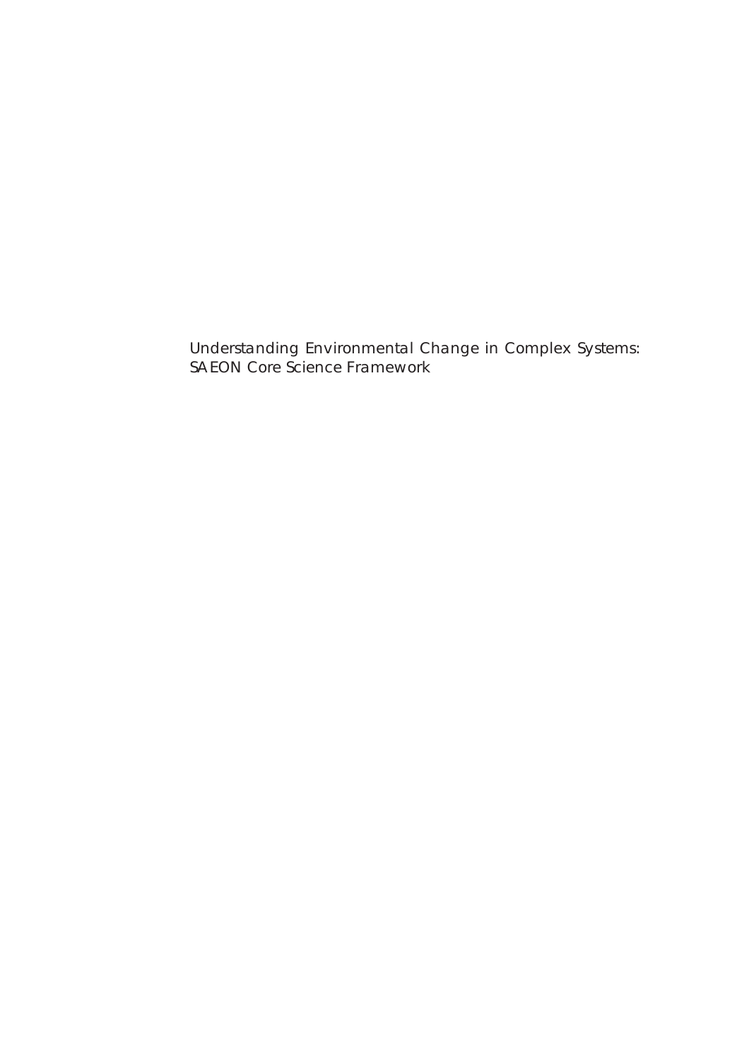# Understanding Environmental Change in Complex Systems: SAEON Core Science Framework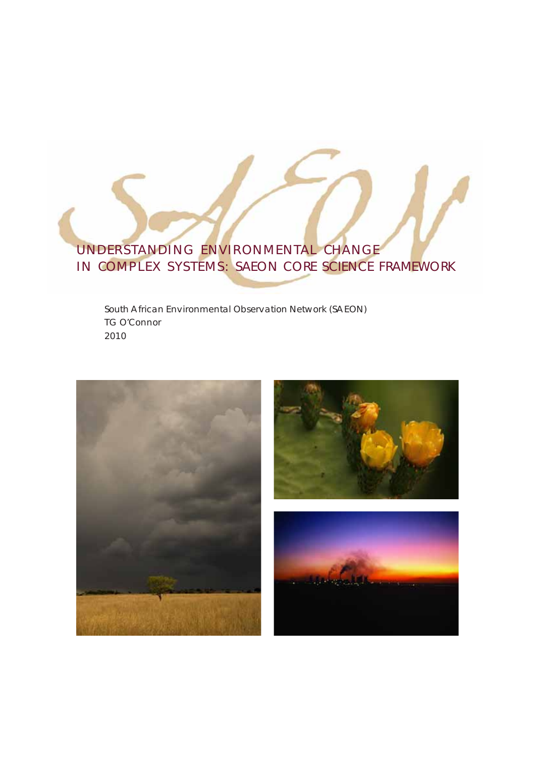# UNDERSTANDING ENVIRONMENTAL CHANGE IN COMPLEX SYSTEMS: SAEON CORE SCIENCE FRAMEWORK

South African Environmental Observation Network (SAEON)
TG O'Connor
2010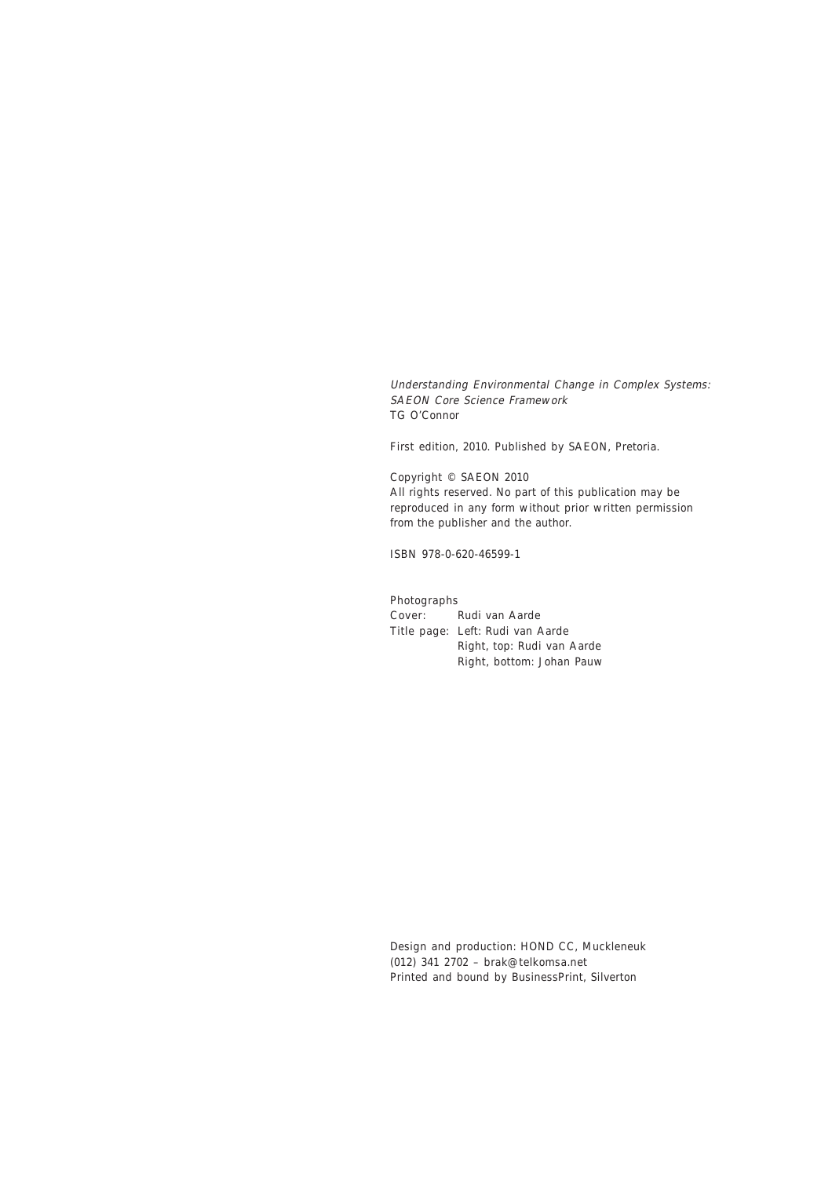*Understanding Environmental Change in Complex Systems: SAEON Core Science Framework*
TG O'Connor

First edition, 2010. Published by SAEON, Pretoria.

Copyright © SAEON 2010
All rights reserved. No part of this publication may be reproduced in any form without prior written permission from the publisher and the author.

ISBN 978-0-620-46599-1

Photographs
Cover: Rudi van Aarde
Title page: Left: Rudi van Aarde
Right, top: Rudi van Aarde
Right, bottom: Johan Pauw

Design and production: HOND CC, Muckleneuk
(012) 341 2702 – brak@telkomsa.net
Printed and bound by BusinessPrint, Silverton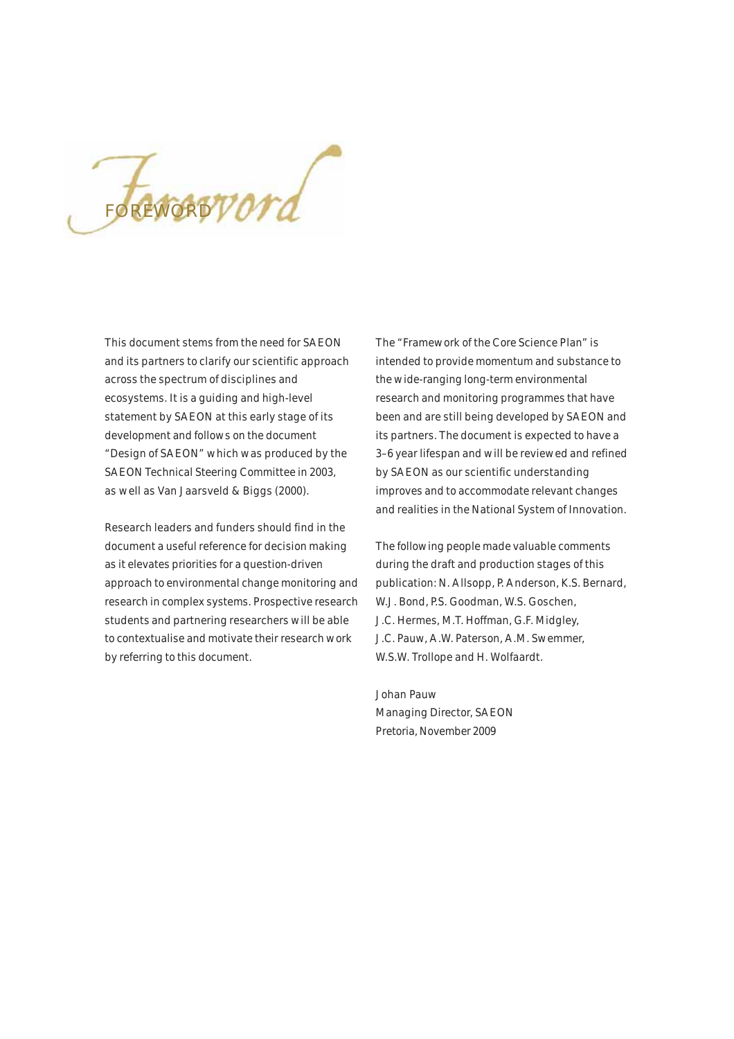# FOREWORD

This document stems from the need for SAEON and its partners to clarify our scientific approach across the spectrum of disciplines and ecosystems. It is a guiding and high-level statement by SAEON at this early stage of its development and follows on the document "Design of SAEON" which was produced by the SAEON Technical Steering Committee in 2003, as well as Van Jaarsveld & Biggs (2000).

Research leaders and funders should find in the document a useful reference for decision making as it elevates priorities for a question-driven approach to environmental change monitoring and research in complex systems. Prospective research students and partnering researchers will be able to contextualise and motivate their research work by referring to this document.

The "Framework of the Core Science Plan" is intended to provide momentum and substance to the wide-ranging long-term environmental research and monitoring programmes that have been and are still being developed by SAEON and its partners. The document is expected to have a 3–6 year lifespan and will be reviewed and refined by SAEON as our scientific understanding improves and to accommodate relevant changes and realities in the National System of Innovation.

The following people made valuable comments during the draft and production stages of this publication: N. Allsopp, P. Anderson, K.S. Bernard, W.J. Bond, P.S. Goodman, W.S. Goschen, J.C. Hermes, M.T. Hoffman, G.F. Midgley, J.C. Pauw, A.W. Paterson, A.M. Swemmer, W.S.W. Trollope and H. Wolfaardt.

Johan Pauw  
Managing Director, SAEON  
Pretoria, November 2009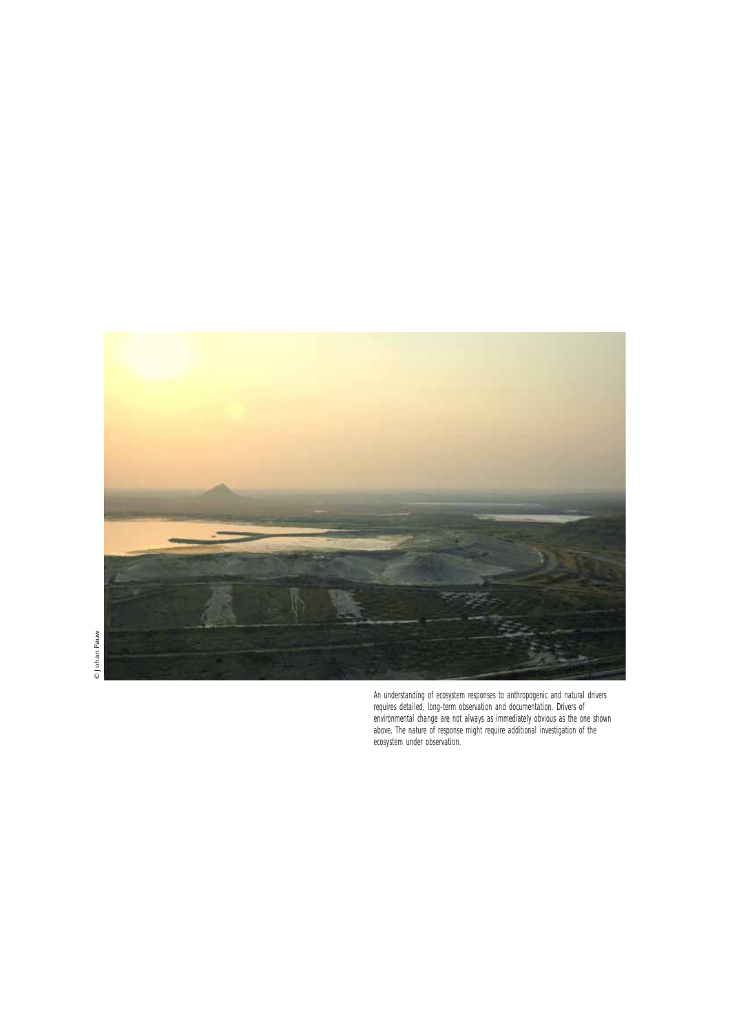© Johan Pauw

An understanding of ecosystem responses to anthropogenic and natural drivers requires detailed, long-term observation and documentation. Drivers of environmental change are not always as immediately obvious as the one shown above. The nature of response might require additional investigation of the ecosystem under observation.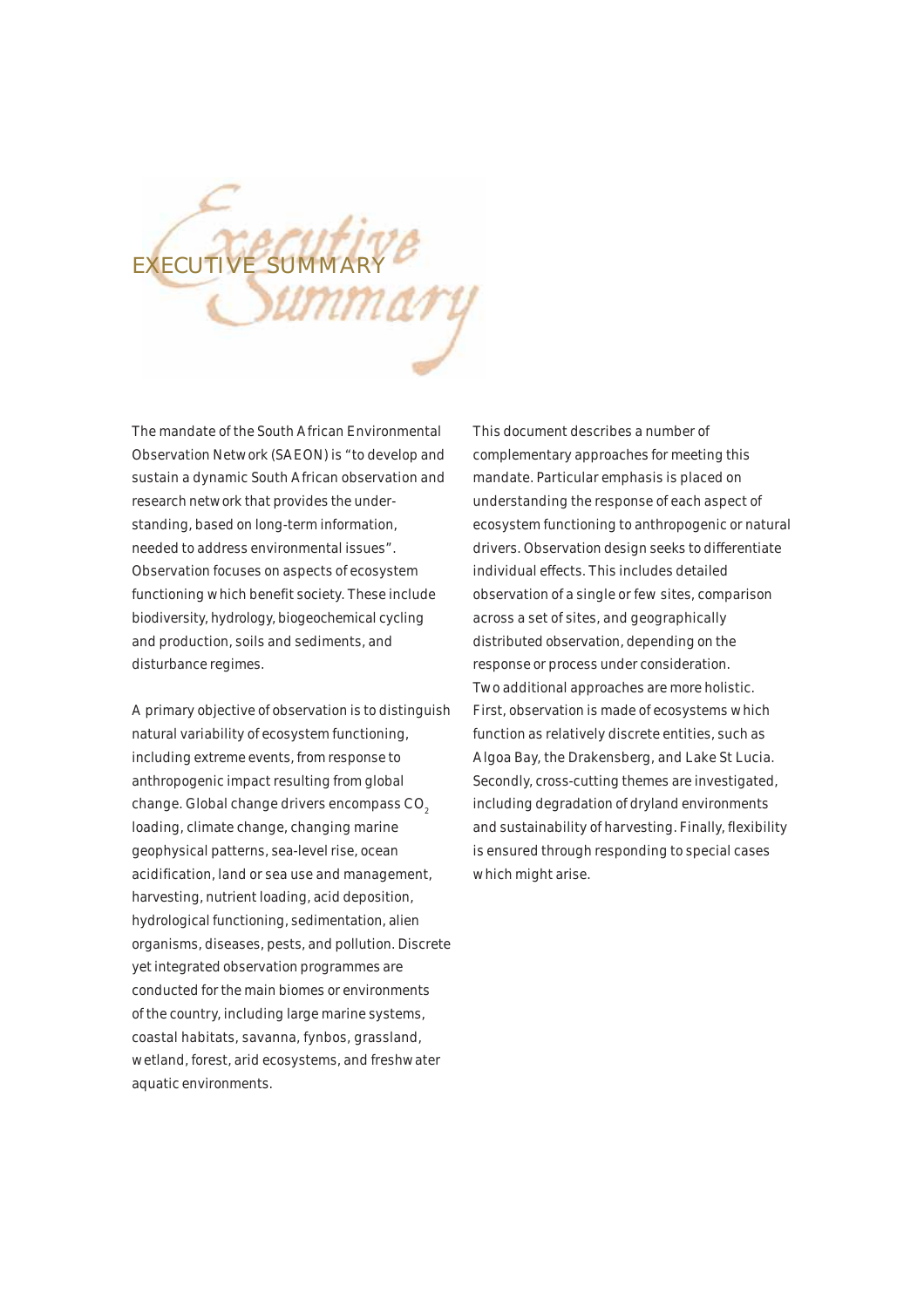# EXECUTIVE SUMMARY

The mandate of the South African Environmental Observation Network (SAEON) is "to develop and sustain a dynamic South African observation and research network that provides the understanding, based on long-term information, needed to address environmental issues". Observation focuses on aspects of ecosystem functioning which benefit society. These include biodiversity, hydrology, biogeochemical cycling and production, soils and sediments, and disturbance regimes.

A primary objective of observation is to distinguish natural variability of ecosystem functioning, including extreme events, from response to anthropogenic impact resulting from global change. Global change drivers encompass $CO_2$ loading, climate change, changing marine geophysical patterns, sea-level rise, ocean acidification, land or sea use and management, harvesting, nutrient loading, acid deposition, hydrological functioning, sedimentation, alien organisms, diseases, pests, and pollution. Discrete yet integrated observation programmes are conducted for the main biomes or environments of the country, including large marine systems, coastal habitats, savanna, fynbos, grassland, wetland, forest, arid ecosystems, and freshwater aquatic environments.

This document describes a number of complementary approaches for meeting this mandate. Particular emphasis is placed on understanding the response of each aspect of ecosystem functioning to anthropogenic or natural drivers. Observation design seeks to differentiate individual effects. This includes detailed observation of a single or few sites, comparison across a set of sites, and geographically distributed observation, depending on the response or process under consideration. Two additional approaches are more holistic. First, observation is made of ecosystems which function as relatively discrete entities, such as Algoa Bay, the Drakensberg, and Lake St Lucia. Secondly, cross-cutting themes are investigated, including degradation of dryland environments and sustainability of harvesting. Finally, flexibility is ensured through responding to special cases which might arise.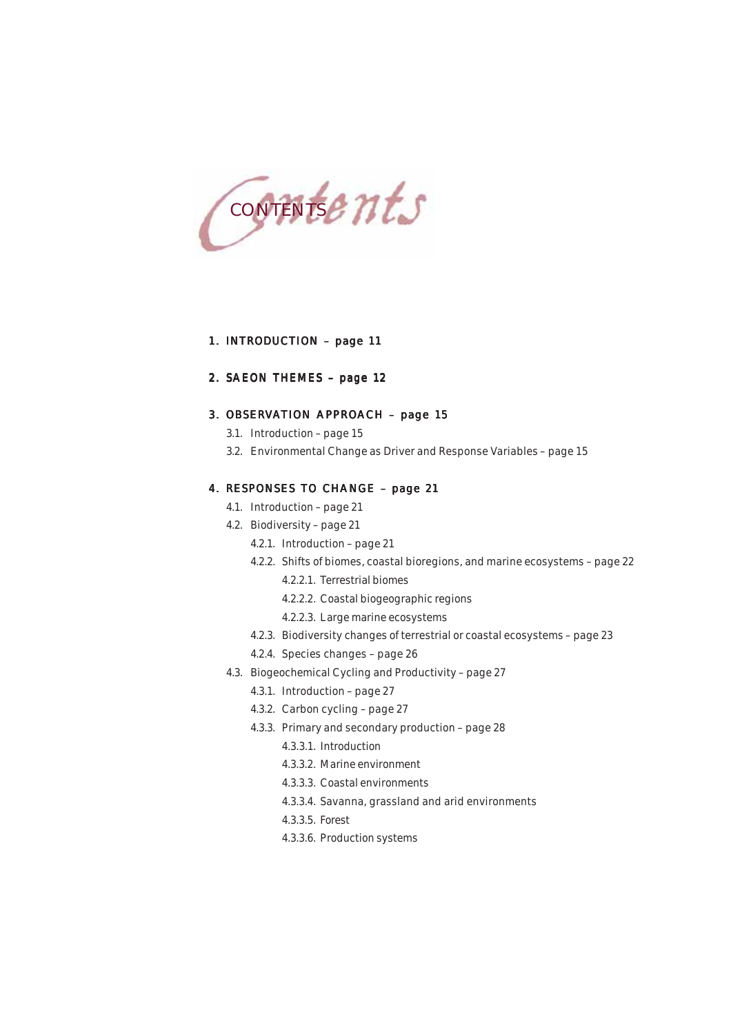# CONTENTS

**1. INTRODUCTION – page 11**

**2. SAEON THEMES – page 12**

**3. OBSERVATION APPROACH – page 15**

- 3.1. Introduction – page 15
- 3.2. Environmental Change as Driver and Response Variables – page 15

**4. RESPONSES TO CHANGE – page 21**

- 4.1. Introduction – page 21
- 4.2. Biodiversity – page 21
  - 4.2.1. Introduction – page 21
  - 4.2.2. Shifts of biomes, coastal bioregions, and marine ecosystems – page 22
    - 4.2.2.1. Terrestrial biomes
    - 4.2.2.2. Coastal biogeographic regions
    - 4.2.2.3. Large marine ecosystems
  - 4.2.3. Biodiversity changes of terrestrial or coastal ecosystems – page 23
  - 4.2.4. Species changes – page 26
- 4.3. Biogeochemical Cycling and Productivity – page 27
  - 4.3.1. Introduction – page 27
  - 4.3.2. Carbon cycling – page 27
  - 4.3.3. Primary and secondary production – page 28
    - 4.3.3.1. Introduction
    - 4.3.3.2. Marine environment
    - 4.3.3.3. Coastal environments
    - 4.3.3.4. Savanna, grassland and arid environments
    - 4.3.3.5. Forest
    - 4.3.3.6. Production systems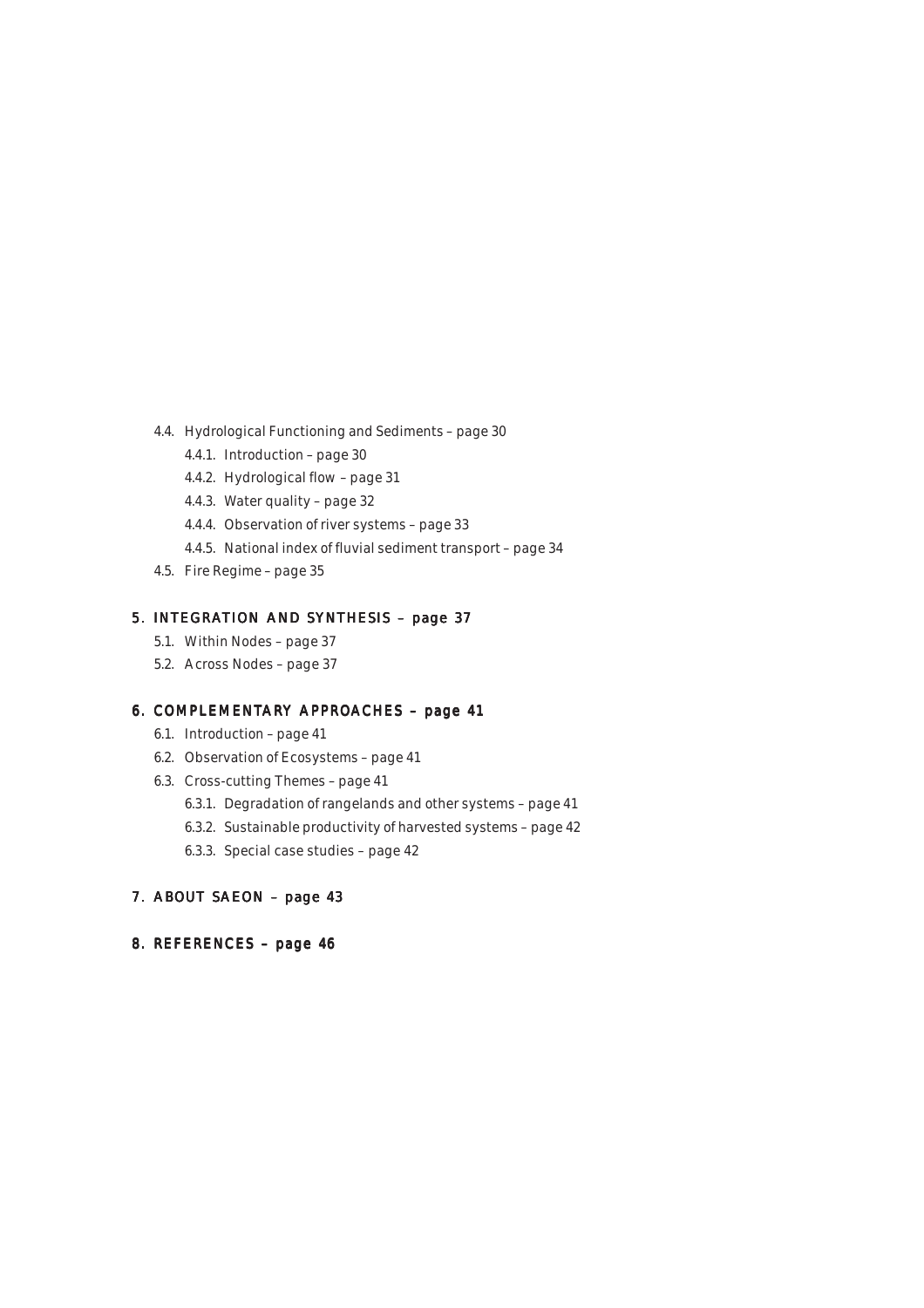- 4.4. Hydrological Functioning and Sediments – page 30
  - 4.4.1. Introduction – page 30
  - 4.4.2. Hydrological flow – page 31
  - 4.4.3. Water quality – page 32
  - 4.4.4. Observation of river systems – page 33
  - 4.4.5. National index of fluvial sediment transport – page 34
- 4.5. Fire Regime – page 35

## 5. INTEGRATION AND SYNTHESIS – page 37

- 5.1. Within Nodes – page 37
- 5.2. Across Nodes – page 37

## 6. COMPLEMENTARY APPROACHES – page 41

- 6.1. Introduction – page 41
- 6.2. Observation of Ecosystems – page 41
- 6.3. Cross-cutting Themes – page 41
  - 6.3.1. Degradation of rangelands and other systems – page 41
  - 6.3.2. Sustainable productivity of harvested systems – page 42
  - 6.3.3. Special case studies – page 42

## 7. ABOUT SAEON – page 43

## 8. REFERENCES – page 46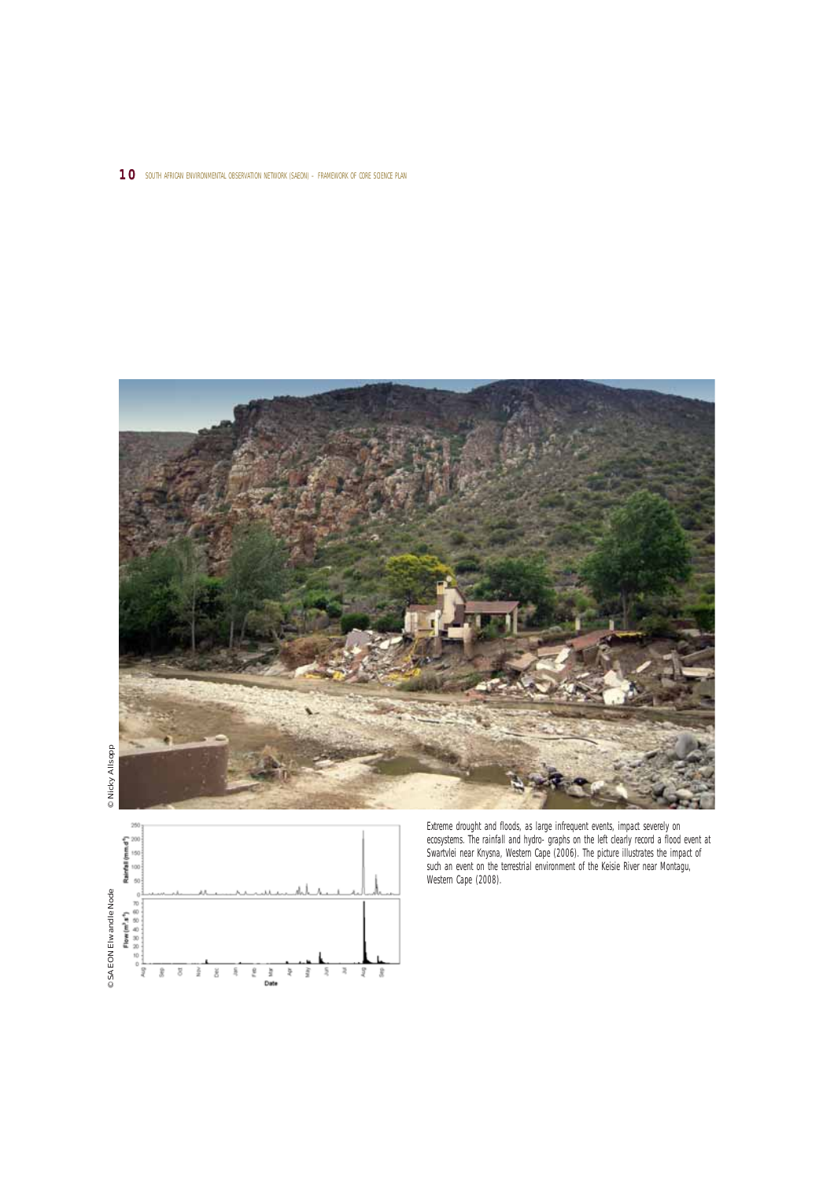Extreme drought and floods, as large infrequent events, impact severely on ecosystems. The rainfall and hydro- graphs on the left clearly record a flood event at Swartvlei near Knysna, Western Cape (2006). The picture illustrates the impact of such an event on the terrestrial environment of the Keisie River near Montagu, Western Cape (2008).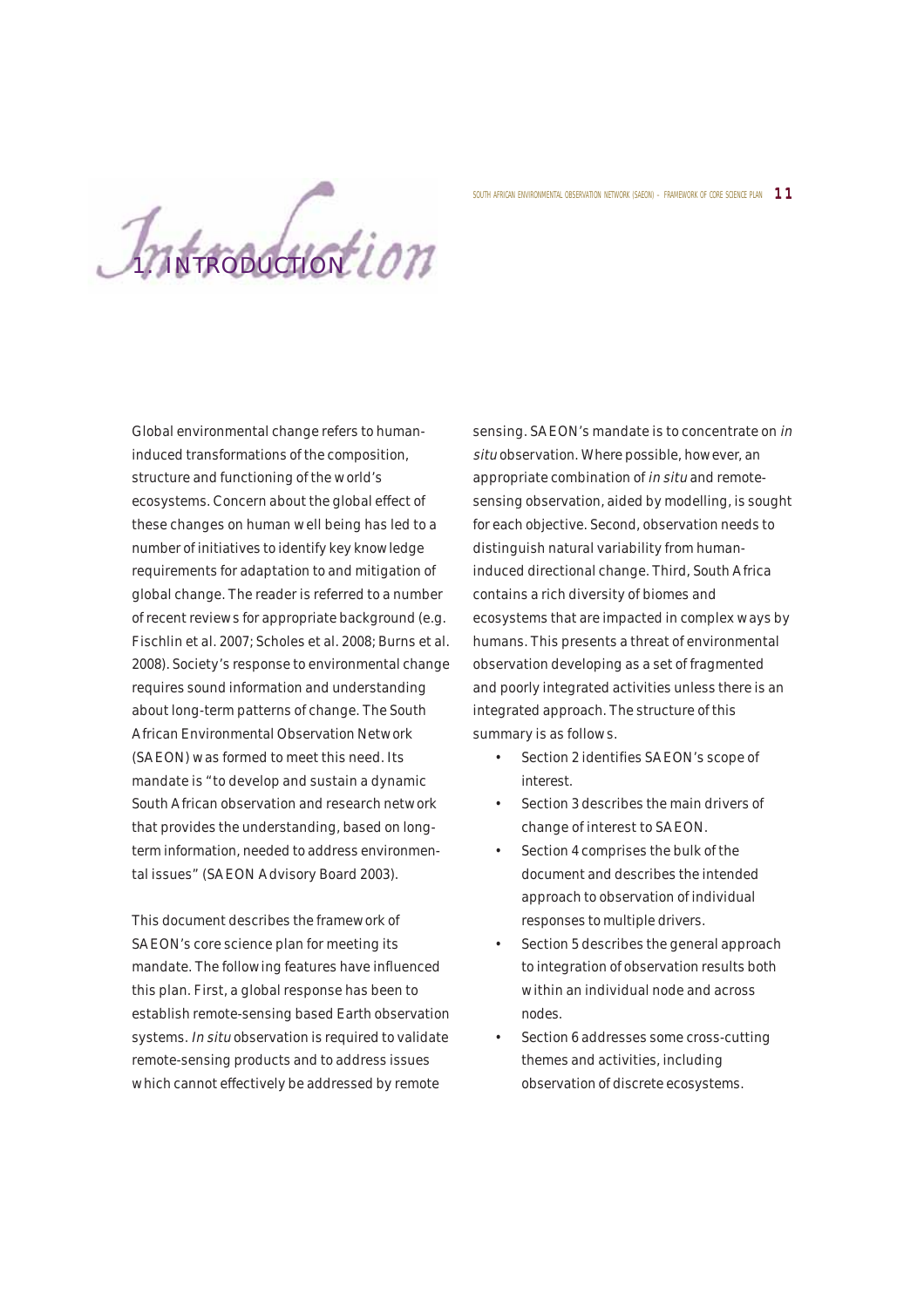# 1. INTRODUCTION

Global environmental change refers to human-induced transformations of the composition, structure and functioning of the world's ecosystems. Concern about the global effect of these changes on human well being has led to a number of initiatives to identify key knowledge requirements for adaptation to and mitigation of global change. The reader is referred to a number of recent reviews for appropriate background (e.g. Fischlin et al. 2007; Scholes et al. 2008; Burns et al. 2008). Society's response to environmental change requires sound information and understanding about long-term patterns of change. The South African Environmental Observation Network (SAEON) was formed to meet this need. Its mandate is "to develop and sustain a dynamic South African observation and research network that provides the understanding, based on long-term information, needed to address environmental issues" (SAEON Advisory Board 2003).

This document describes the framework of SAEON's core science plan for meeting its mandate. The following features have influenced this plan. First, a global response has been to establish remote-sensing based Earth observation systems. *In situ* observation is required to validate remote-sensing products and to address issues which cannot effectively be addressed by remote sensing. SAEON's mandate is to concentrate on *in situ* observation. Where possible, however, an appropriate combination of *in situ* and remote-sensing observation, aided by modelling, is sought for each objective. Second, observation needs to distinguish natural variability from human-induced directional change. Third, South Africa contains a rich diversity of biomes and ecosystems that are impacted in complex ways by humans. This presents a threat of environmental observation developing as a set of fragmented and poorly integrated activities unless there is an integrated approach. The structure of this summary is as follows.

- Section 2 identifies SAEON's scope of interest.
- Section 3 describes the main drivers of change of interest to SAEON.
- Section 4 comprises the bulk of the document and describes the intended approach to observation of individual responses to multiple drivers.
- Section 5 describes the general approach to integration of observation results both within an individual node and across nodes.
- Section 6 addresses some cross-cutting themes and activities, including observation of discrete ecosystems.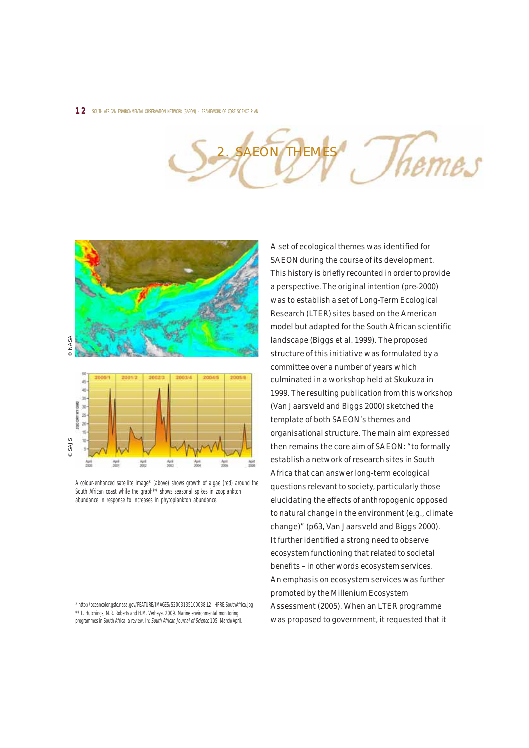# 2. SAEON THEMES

A colour-enhanced satellite image* (above) shows growth of algae (red) around the South African coast while the graph** shows seasonal spikes in zooplankton abundance in response to increases in phytoplankton abundance.

\* http://oceancolor.gsfc.nasa.gov/FEATURE/IMAGES/S2003135100038.L2_HPRE.SouthAfrica.jpg
\*\* L. Hutchings, M.R. Roberts and H.M. Verheye. 2009. Marine environmental monitoring programmes in South Africa: a review. In: *South African Journal of Science* 105, March/April.

A set of ecological themes was identified for SAEON during the course of its development. This history is briefly recounted in order to provide a perspective. The original intention (pre-2000) was to establish a set of Long-Term Ecological Research (LTER) sites based on the American model but adapted for the South African scientific landscape (Biggs et al. 1999). The proposed structure of this initiative was formulated by a committee over a number of years which culminated in a workshop held at Skukuza in 1999. The resulting publication from this workshop (Van Jaarsveld and Biggs 2000) sketched the template of both SAEON's themes and organisational structure. The main aim expressed then remains the core aim of SAEON: "to formally establish a network of research sites in South Africa that can answer long-term ecological questions relevant to society, particularly those elucidating the effects of anthropogenic opposed to natural change in the environment (e.g., climate change)" (p63, Van Jaarsveld and Biggs 2000). It further identified a strong need to observe ecosystem functioning that related to societal benefits – in other words ecosystem services. An emphasis on ecosystem services was further promoted by the Millenium Ecosystem Assessment (2005). When an LTER programme was proposed to government, it requested that it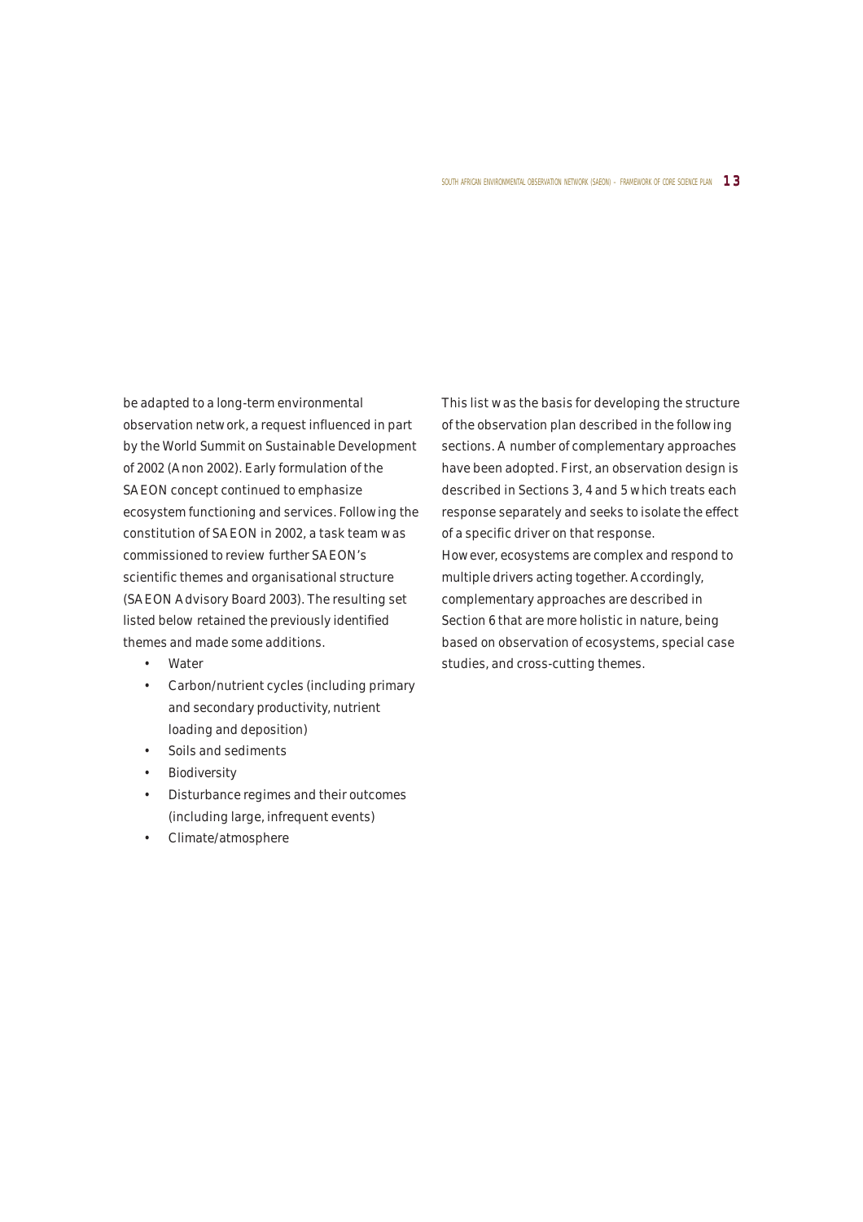be adapted to a long-term environmental observation network, a request influenced in part by the World Summit on Sustainable Development of 2002 (Anon 2002). Early formulation of the SAEON concept continued to emphasize ecosystem functioning and services. Following the constitution of SAEON in 2002, a task team was commissioned to review further SAEON's scientific themes and organisational structure (SAEON Advisory Board 2003). The resulting set listed below retained the previously identified themes and made some additions.

- Water
- Carbon/nutrient cycles (including primary and secondary productivity, nutrient loading and deposition)
- Soils and sediments
- Biodiversity
- Disturbance regimes and their outcomes (including large, infrequent events)
- Climate/atmosphere

This list was the basis for developing the structure of the observation plan described in the following sections. A number of complementary approaches have been adopted. First, an observation design is described in Sections 3, 4 and 5 which treats each response separately and seeks to isolate the effect of a specific driver on that response.

However, ecosystems are complex and respond to multiple drivers acting together. Accordingly, complementary approaches are described in Section 6 that are more holistic in nature, being based on observation of ecosystems, special case studies, and cross-cutting themes.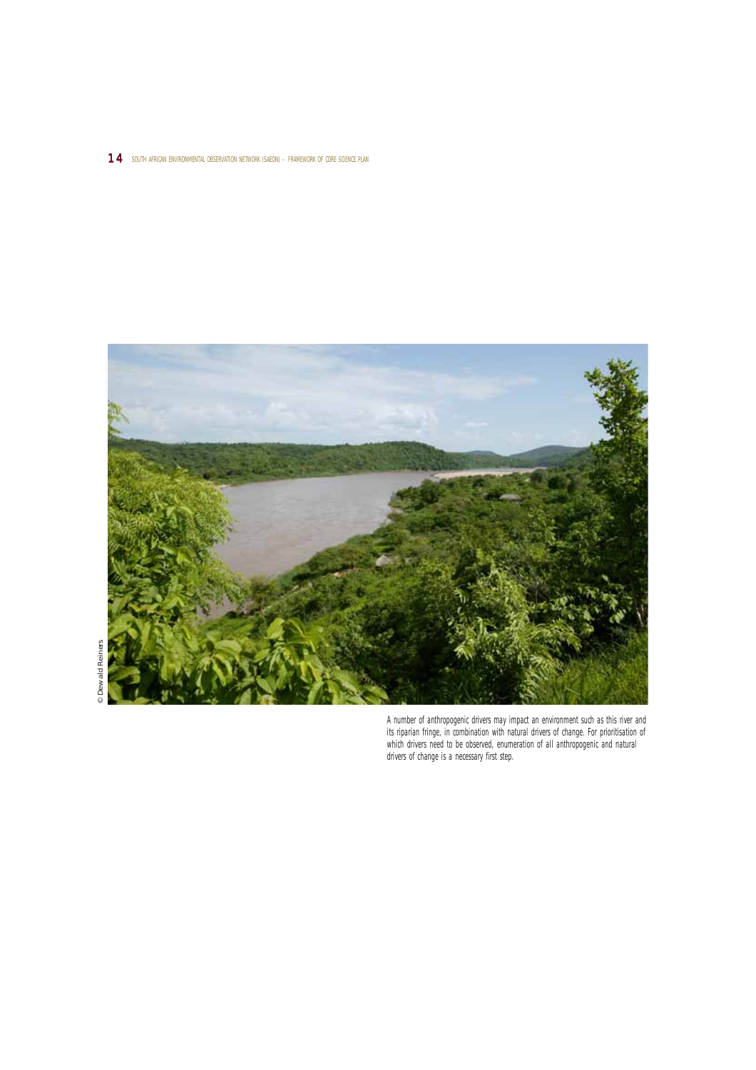© Dewald Reiners

A number of anthropogenic drivers may impact an environment such as this river and its riparian fringe, in combination with natural drivers of change. For prioritisation of which drivers need to be observed, enumeration of all anthropogenic and natural drivers of change is a necessary first step.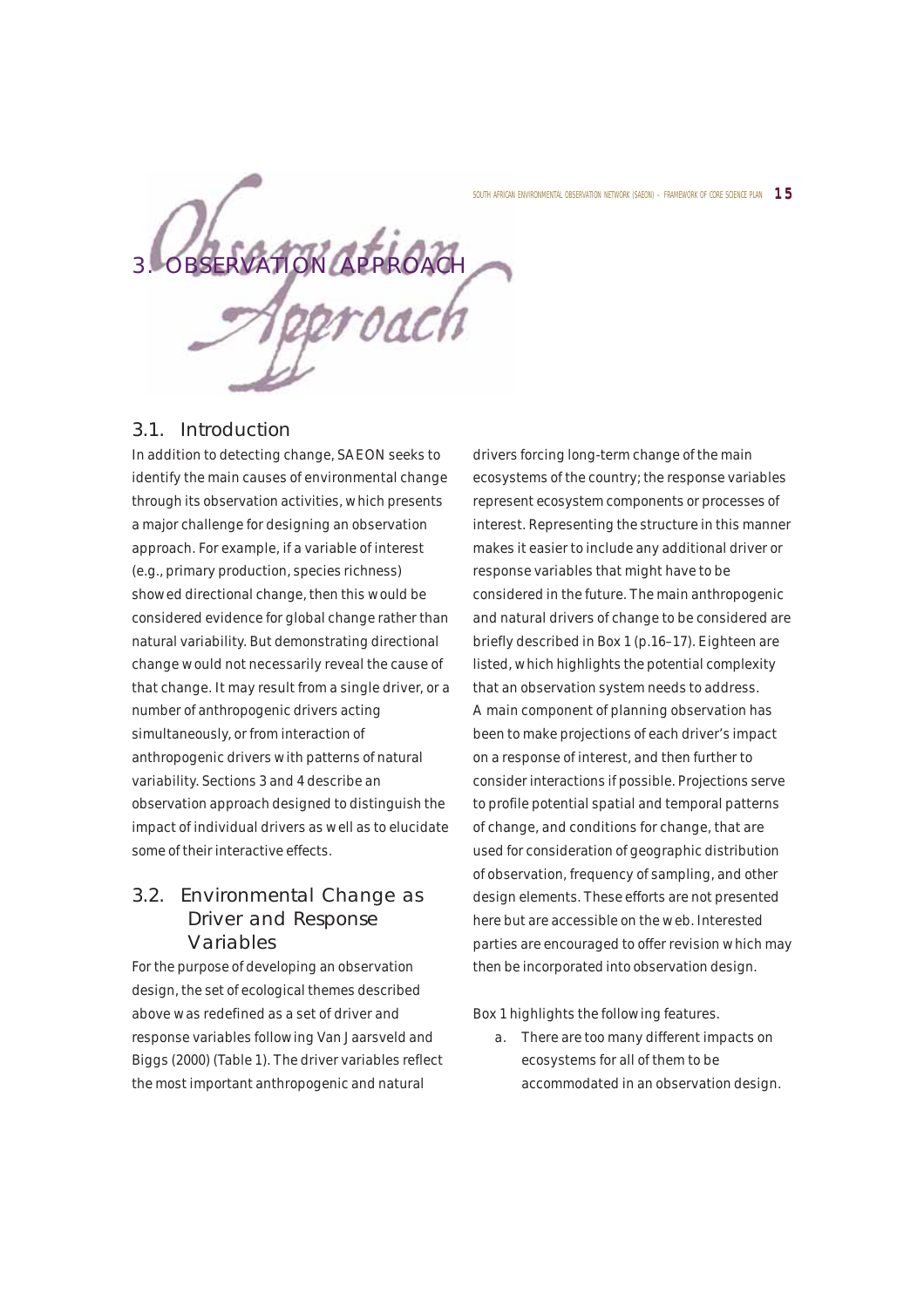# 3. OBSERVATION APPROACH

## 3.1. Introduction

In addition to detecting change, SAEON seeks to identify the main causes of environmental change through its observation activities, which presents a major challenge for designing an observation approach. For example, if a variable of interest (e.g., primary production, species richness) showed directional change, then this would be considered evidence for global change rather than natural variability. But demonstrating directional change would not necessarily reveal the cause of that change. It may result from a single driver, or a number of anthropogenic drivers acting simultaneously, or from interaction of anthropogenic drivers with patterns of natural variability. Sections 3 and 4 describe an observation approach designed to distinguish the impact of individual drivers as well as to elucidate some of their interactive effects.

## 3.2. Environmental Change as Driver and Response Variables

For the purpose of developing an observation design, the set of ecological themes described above was redefined as a set of driver and response variables following Van Jaarsveld and Biggs (2000) (Table 1). The driver variables reflect the most important anthropogenic and natural drivers forcing long-term change of the main ecosystems of the country; the response variables represent ecosystem components or processes of interest. Representing the structure in this manner makes it easier to include any additional driver or response variables that might have to be considered in the future. The main anthropogenic and natural drivers of change to be considered are briefly described in Box 1 (p.16–17). Eighteen are listed, which highlights the potential complexity that an observation system needs to address.

A main component of planning observation has been to make projections of each driver's impact on a response of interest, and then further to consider interactions if possible. Projections serve to profile potential spatial and temporal patterns of change, and conditions for change, that are used for consideration of geographic distribution of observation, frequency of sampling, and other design elements. These efforts are not presented here but are accessible on the web. Interested parties are encouraged to offer revision which may then be incorporated into observation design.

Box 1 highlights the following features.

a. There are too many different impacts on ecosystems for all of them to be accommodated in an observation design.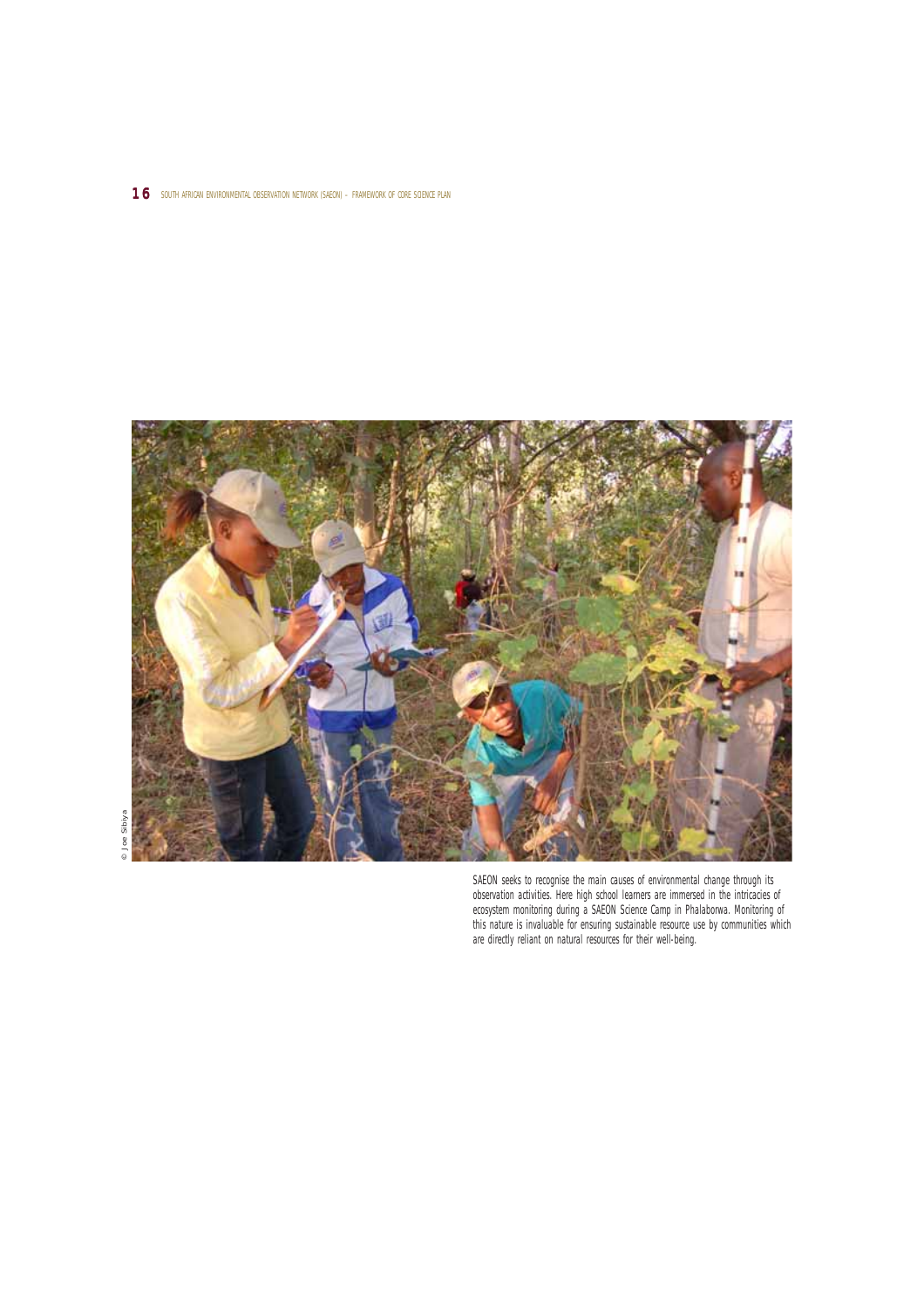© Joe Sibiya

SAEON seeks to recognise the main causes of environmental change through its observation activities. Here high school learners are immersed in the intricacies of ecosystem monitoring during a SAEON Science Camp in Phalaborwa. Monitoring of this nature is invaluable for ensuring sustainable resource use by communities which are directly reliant on natural resources for their well-being.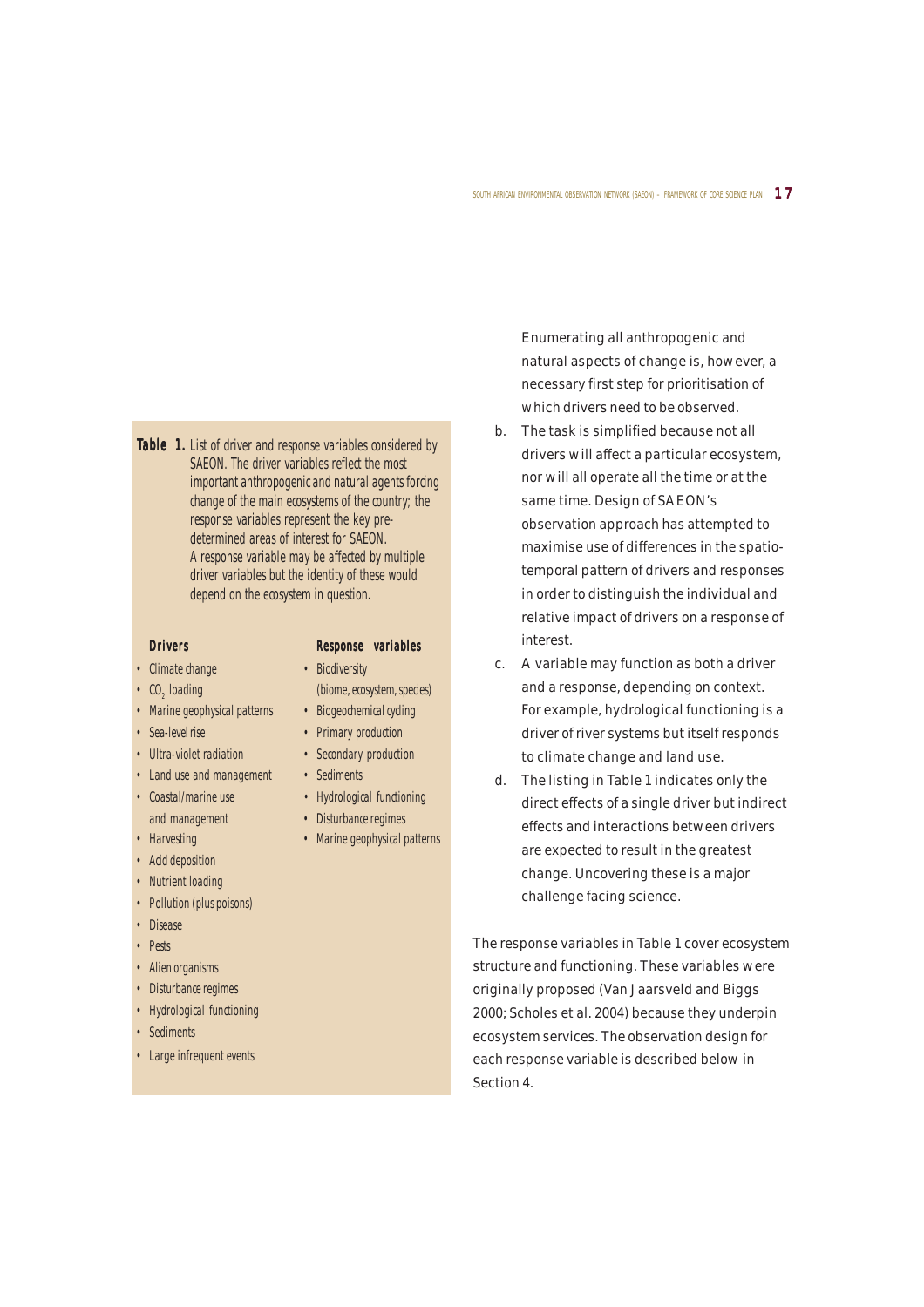**Table 1.** List of driver and response variables considered by SAEON. The driver variables reflect the most important anthropogenic and natural agents forcing change of the main ecosystems of the country; the response variables represent the key pre-determined areas of interest for SAEON. A response variable may be affected by multiple driver variables but the identity of these would depend on the ecosystem in question.

| Drivers | Response variables |
|---|---|
| • Climate change | • Biodiversity (biome, ecosystem, species) |
| • $CO_2$ loading | • Biogeochemical cycling |
| • Marine geophysical patterns | • Primary production |
| • Sea-level rise | • Secondary production |
| • Ultra-violet radiation | • Sediments |
| • Land use and management | • Hydrological functioning |
| • Coastal/marine use and management | • Disturbance regimes |
| • Harvesting | • Marine geophysical patterns |
| • Acid deposition | |
| • Nutrient loading | |
| • Pollution (plus poisons) | |
| • Disease | |
| • Pests | |
| • Alien organisms | |
| • Disturbance regimes | |
| • Hydrological functioning | |
| • Sediments | |
| • Large infrequent events | |

Enumerating all anthropogenic and natural aspects of change is, however, a necessary first step for prioritisation of which drivers need to be observed.

b. The task is simplified because not all drivers will affect a particular ecosystem, nor will all operate all the time or at the same time. Design of SAEON's observation approach has attempted to maximise use of differences in the spatio-temporal pattern of drivers and responses in order to distinguish the individual and relative impact of drivers on a response of interest.

c. A variable may function as both a driver and a response, depending on context. For example, hydrological functioning is a driver of river systems but itself responds to climate change and land use.

d. The listing in Table 1 indicates only the direct effects of a single driver but indirect effects and interactions between drivers are expected to result in the greatest change. Uncovering these is a major challenge facing science.

The response variables in Table 1 cover ecosystem structure and functioning. These variables were originally proposed (Van Jaarsveld and Biggs 2000; Scholes et al. 2004) because they underpin ecosystem services. The observation design for each response variable is described below in Section 4.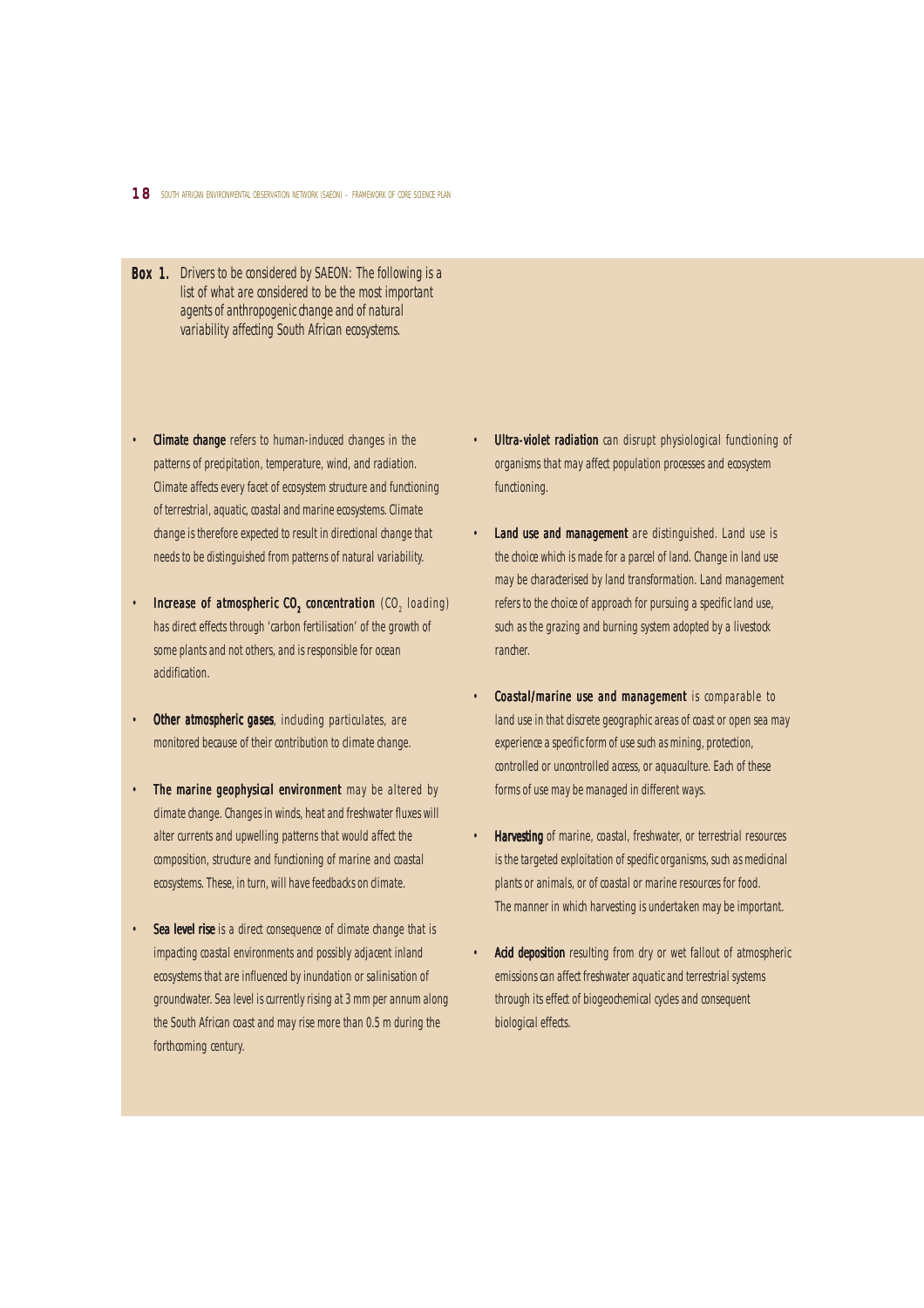**Box 1.** Drivers to be considered by SAEON: The following is a list of what are considered to be the most important agents of anthropogenic change and of natural variability affecting South African ecosystems.

- **Climate change** refers to human-induced changes in the patterns of precipitation, temperature, wind, and radiation. Climate affects every facet of ecosystem structure and functioning of terrestrial, aquatic, coastal and marine ecosystems. Climate change is therefore expected to result in directional change that needs to be distinguished from patterns of natural variability.

- **Increase of atmospheric $CO_2$ concentration** ($CO_2$ loading) has direct effects through 'carbon fertilisation' of the growth of some plants and not others, and is responsible for ocean acidification.

- **Other atmospheric gases**, including particulates, are monitored because of their contribution to climate change.

- **The marine geophysical environment** may be altered by climate change. Changes in winds, heat and freshwater fluxes will alter currents and upwelling patterns that would affect the composition, structure and functioning of marine and coastal ecosystems. These, in turn, will have feedbacks on climate.

- **Sea level rise** is a direct consequence of climate change that is impacting coastal environments and possibly adjacent inland ecosystems that are influenced by inundation or salinisation of groundwater. Sea level is currently rising at 3 mm per annum along the South African coast and may rise more than 0.5 m during the forthcoming century.

- **Ultra-violet radiation** can disrupt physiological functioning of organisms that may affect population processes and ecosystem functioning.

- **Land use and management** are distinguished. Land use is the choice which is made for a parcel of land. Change in land use may be characterised by land transformation. Land management refers to the choice of approach for pursuing a specific land use, such as the grazing and burning system adopted by a livestock rancher.

- **Coastal/marine use and management** is comparable to land use in that discrete geographic areas of coast or open sea may experience a specific form of use such as mining, protection, controlled or uncontrolled access, or aquaculture. Each of these forms of use may be managed in different ways.

- **Harvesting** of marine, coastal, freshwater, or terrestrial resources is the targeted exploitation of specific organisms, such as medicinal plants or animals, or of coastal or marine resources for food. The manner in which harvesting is undertaken may be important.

- **Acid deposition** resulting from dry or wet fallout of atmospheric emissions can affect freshwater aquatic and terrestrial systems through its effect of biogeochemical cycles and consequent biological effects.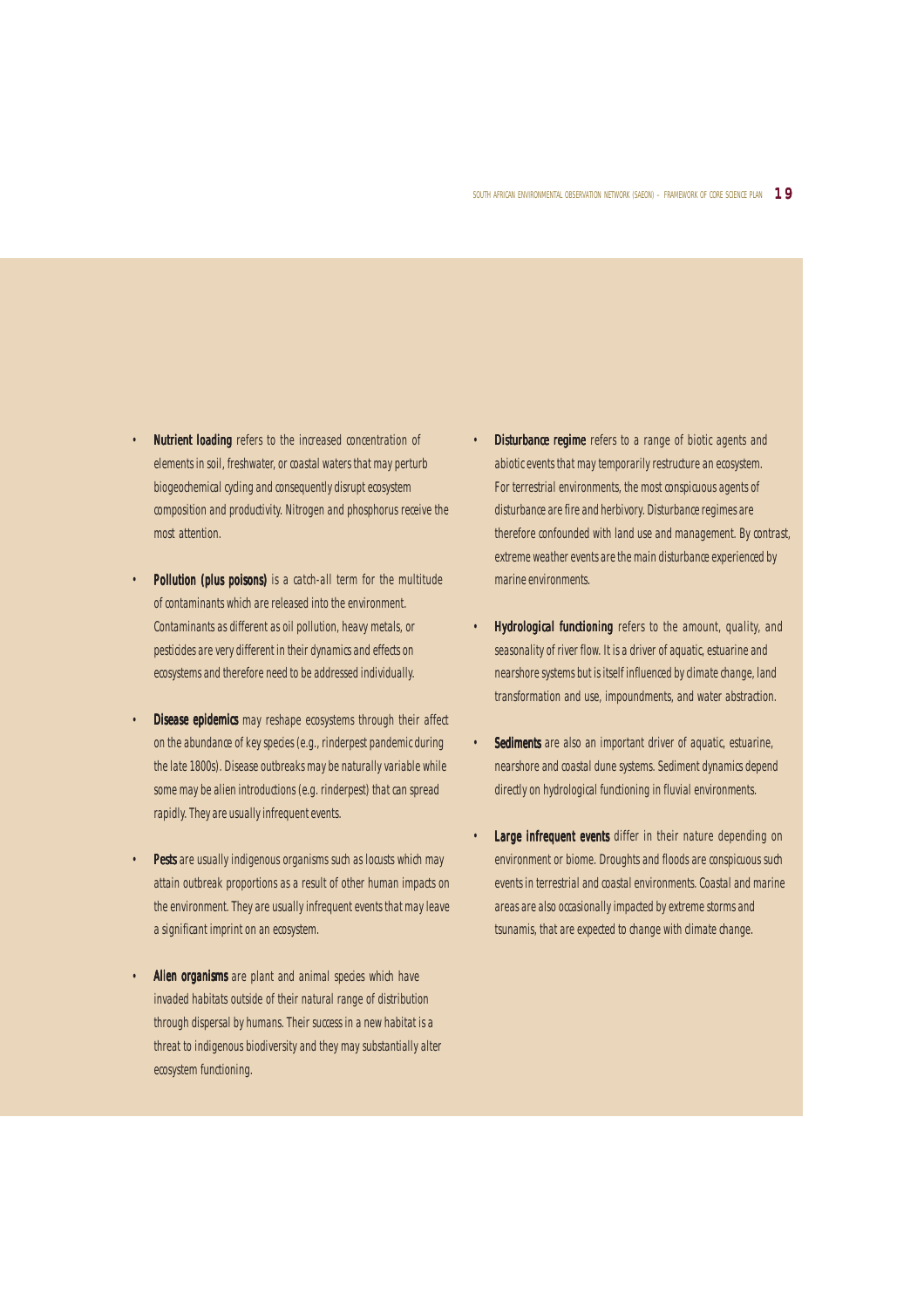- **Nutrient loading** refers to the increased concentration of elements in soil, freshwater, or coastal waters that may perturb biogeochemical cycling and consequently disrupt ecosystem composition and productivity. Nitrogen and phosphorus receive the most attention.

- **Pollution (plus poisons)** is a catch-all term for the multitude of contaminants which are released into the environment. Contaminants as different as oil pollution, heavy metals, or pesticides are very different in their dynamics and effects on ecosystems and therefore need to be addressed individually.

- **Disease epidemics** may reshape ecosystems through their affect on the abundance of key species (e.g., rinderpest pandemic during the late 1800s). Disease outbreaks may be naturally variable while some may be alien introductions (e.g. rinderpest) that can spread rapidly. They are usually infrequent events.

- **Pests** are usually indigenous organisms such as locusts which may attain outbreak proportions as a result of other human impacts on the environment. They are usually infrequent events that may leave a significant imprint on an ecosystem.

- **Alien organisms** are plant and animal species which have invaded habitats outside of their natural range of distribution through dispersal by humans. Their success in a new habitat is a threat to indigenous biodiversity and they may substantially alter ecosystem functioning.

- **Disturbance regime** refers to a range of biotic agents and abiotic events that may temporarily restructure an ecosystem. For terrestrial environments, the most conspicuous agents of disturbance are fire and herbivory. Disturbance regimes are therefore confounded with land use and management. By contrast, extreme weather events are the main disturbance experienced by marine environments.

- **Hydrological functioning** refers to the amount, quality, and seasonality of river flow. It is a driver of aquatic, estuarine and nearshore systems but is itself influenced by climate change, land transformation and use, impoundments, and water abstraction.

- **Sediments** are also an important driver of aquatic, estuarine, nearshore and coastal dune systems. Sediment dynamics depend directly on hydrological functioning in fluvial environments.

- **Large infrequent events** differ in their nature depending on environment or biome. Droughts and floods are conspicuous such events in terrestrial and coastal environments. Coastal and marine areas are also occasionally impacted by extreme storms and tsunamis, that are expected to change with climate change.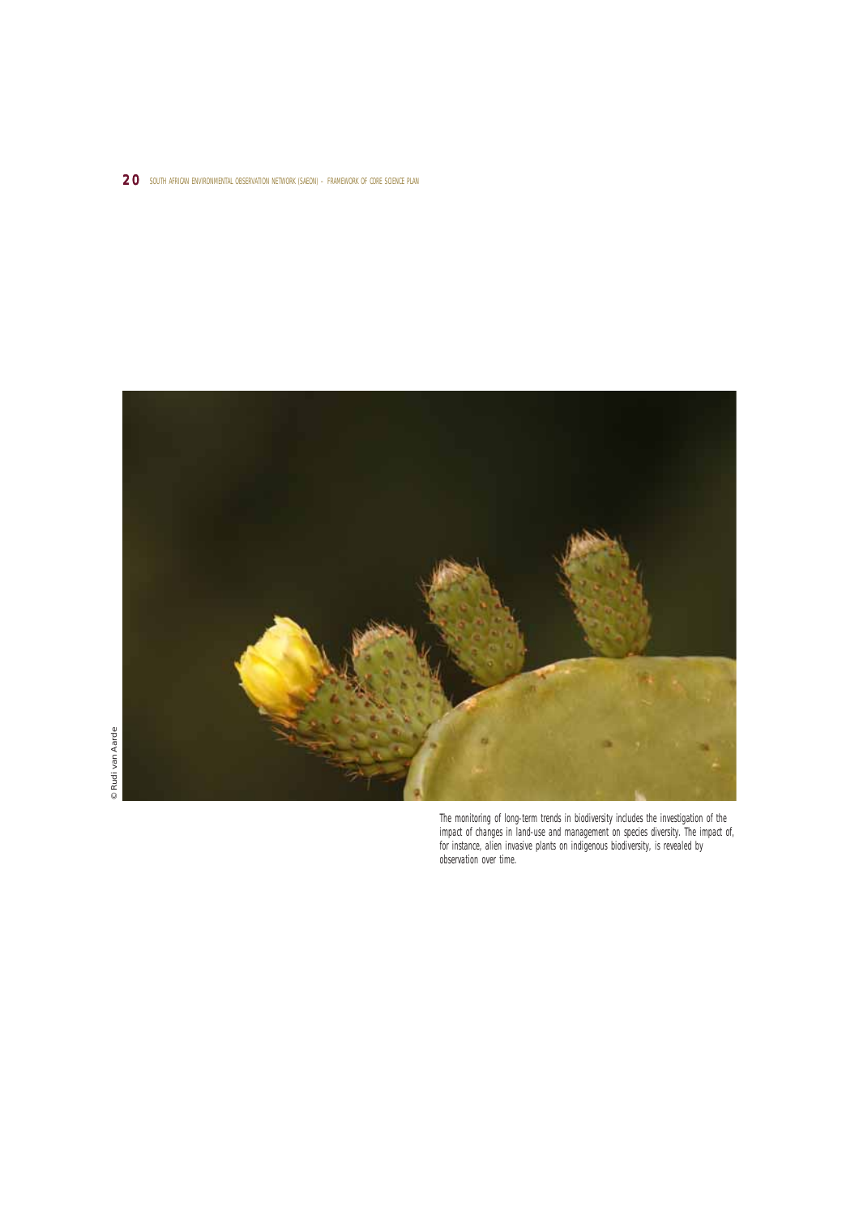© Rudi van Aarde

The monitoring of long-term trends in biodiversity includes the investigation of the impact of changes in land-use and management on species diversity. The impact of, for instance, alien invasive plants on indigenous biodiversity, is revealed by observation over time.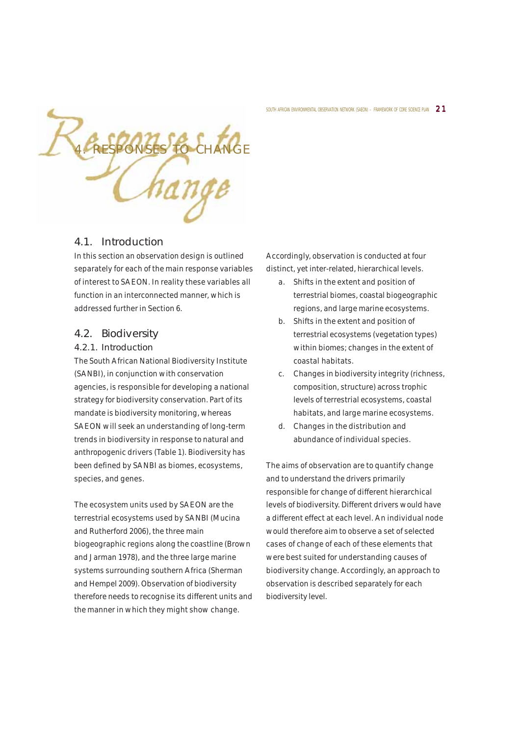# 4. RESPONSES TO CHANGE

## 4.1. Introduction

In this section an observation design is outlined separately for each of the main response variables of interest to SAEON. In reality these variables all function in an interconnected manner, which is addressed further in Section 6.

## 4.2. Biodiversity

### 4.2.1. Introduction

The South African National Biodiversity Institute (SANBI), in conjunction with conservation agencies, is responsible for developing a national strategy for biodiversity conservation. Part of its mandate is biodiversity monitoring, whereas SAEON will seek an understanding of long-term trends in biodiversity in response to natural and anthropogenic drivers (Table 1). Biodiversity has been defined by SANBI as biomes, ecosystems, species, and genes.

The ecosystem units used by SAEON are the terrestrial ecosystems used by SANBI (Mucina and Rutherford 2006), the three main biogeographic regions along the coastline (Brown and Jarman 1978), and the three large marine systems surrounding southern Africa (Sherman and Hempel 2009). Observation of biodiversity therefore needs to recognise its different units and the manner in which they might show change.

Accordingly, observation is conducted at four distinct, yet inter-related, hierarchical levels.

a. Shifts in the extent and position of terrestrial biomes, coastal biogeographic regions, and large marine ecosystems.
b. Shifts in the extent and position of terrestrial ecosystems (vegetation types) within biomes; changes in the extent of coastal habitats.
c. Changes in biodiversity integrity (richness, composition, structure) across trophic levels of terrestrial ecosystems, coastal habitats, and large marine ecosystems.
d. Changes in the distribution and abundance of individual species.

The aims of observation are to quantify change and to understand the drivers primarily responsible for change of different hierarchical levels of biodiversity. Different drivers would have a different effect at each level. An individual node would therefore aim to observe a set of selected cases of change of each of these elements that were best suited for understanding causes of biodiversity change. Accordingly, an approach to observation is described separately for each biodiversity level.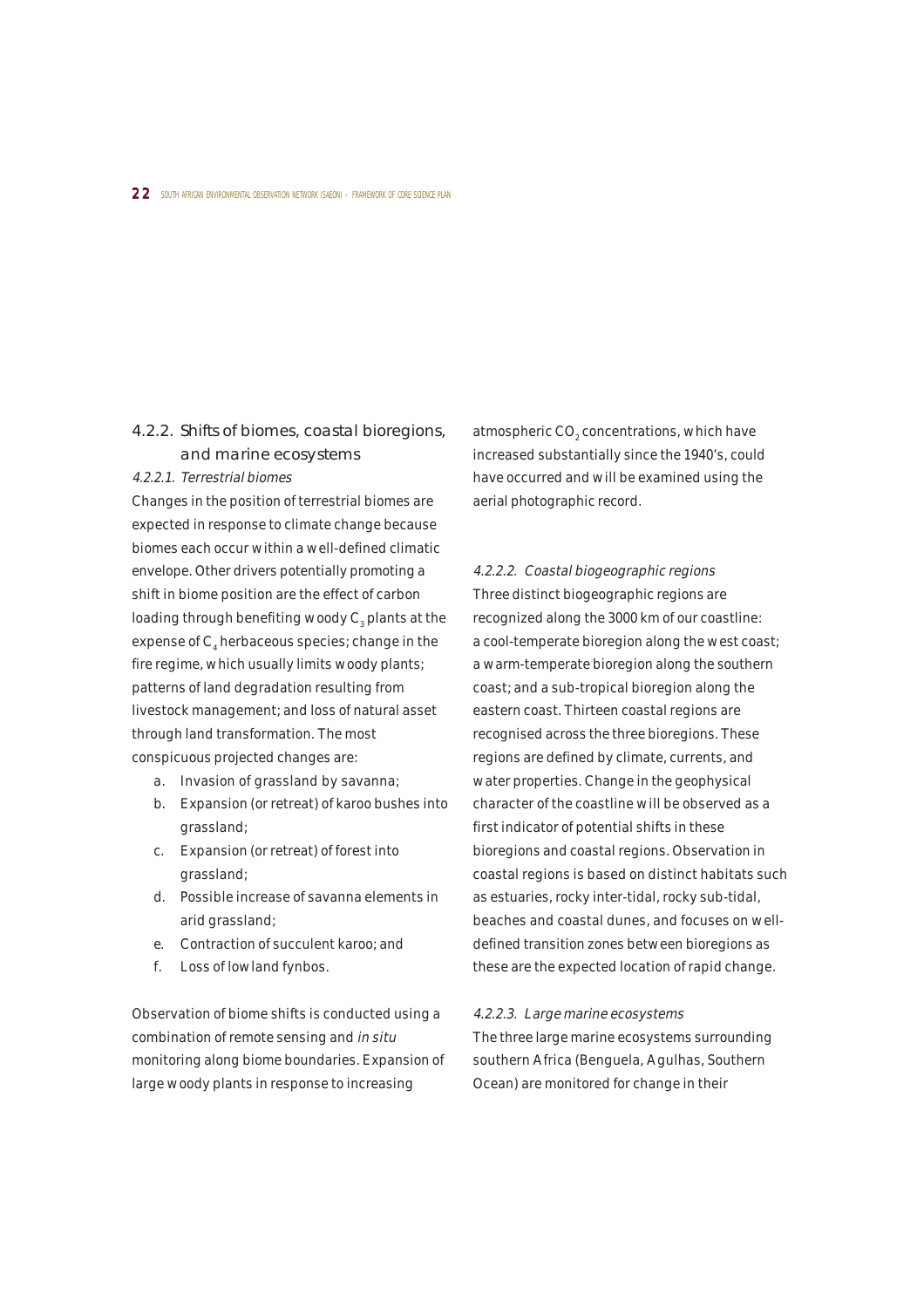### 4.2.2. Shifts of biomes, coastal bioregions, and marine ecosystems

#### *4.2.2.1. Terrestrial biomes*

Changes in the position of terrestrial biomes are expected in response to climate change because biomes each occur within a well-defined climatic envelope. Other drivers potentially promoting a shift in biome position are the effect of carbon loading through benefiting woody $C_3$ plants at the expense of $C_4$ herbaceous species; change in the fire regime, which usually limits woody plants; patterns of land degradation resulting from livestock management; and loss of natural asset through land transformation. The most conspicuous projected changes are:

a. Invasion of grassland by savanna;
b. Expansion (or retreat) of karoo bushes into grassland;
c. Expansion (or retreat) of forest into grassland;
d. Possible increase of savanna elements in arid grassland;
e. Contraction of succulent karoo; and
f. Loss of lowland fynbos.

Observation of biome shifts is conducted using a combination of remote sensing and *in situ* monitoring along biome boundaries. Expansion of large woody plants in response to increasing atmospheric $CO_2$ concentrations, which have increased substantially since the 1940's, could have occurred and will be examined using the aerial photographic record.

#### *4.2.2.2. Coastal biogeographic regions*

Three distinct biogeographic regions are recognized along the 3000 km of our coastline: a cool-temperate bioregion along the west coast; a warm-temperate bioregion along the southern coast; and a sub-tropical bioregion along the eastern coast. Thirteen coastal regions are recognised across the three bioregions. These regions are defined by climate, currents, and water properties. Change in the geophysical character of the coastline will be observed as a first indicator of potential shifts in these bioregions and coastal regions. Observation in coastal regions is based on distinct habitats such as estuaries, rocky inter-tidal, rocky sub-tidal, beaches and coastal dunes, and focuses on well-defined transition zones between bioregions as these are the expected location of rapid change.

#### *4.2.2.3. Large marine ecosystems*

The three large marine ecosystems surrounding southern Africa (Benguela, Agulhas, Southern Ocean) are monitored for change in their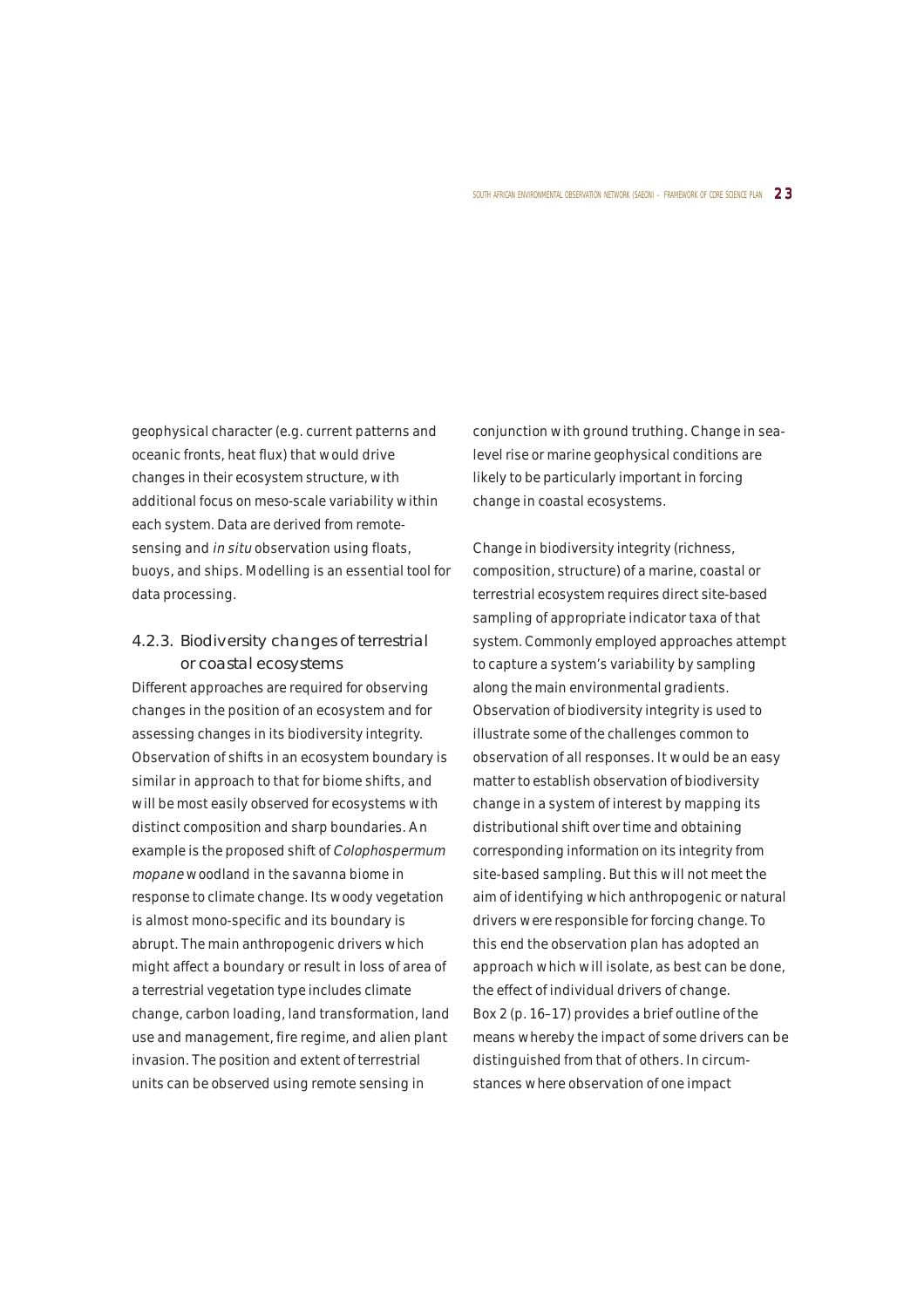geophysical character (e.g. current patterns and oceanic fronts, heat flux) that would drive changes in their ecosystem structure, with additional focus on meso-scale variability within each system. Data are derived from remote-sensing and *in situ* observation using floats, buoys, and ships. Modelling is an essential tool for data processing.

### 4.2.3. Biodiversity changes of terrestrial or coastal ecosystems

Different approaches are required for observing changes in the position of an ecosystem and for assessing changes in its biodiversity integrity. Observation of shifts in an ecosystem boundary is similar in approach to that for biome shifts, and will be most easily observed for ecosystems with distinct composition and sharp boundaries. An example is the proposed shift of *Colophospermum mopane* woodland in the savanna biome in response to climate change. Its woody vegetation is almost mono-specific and its boundary is abrupt. The main anthropogenic drivers which might affect a boundary or result in loss of area of a terrestrial vegetation type includes climate change, carbon loading, land transformation, land use and management, fire regime, and alien plant invasion. The position and extent of terrestrial units can be observed using remote sensing in conjunction with ground truthing. Change in sea-level rise or marine geophysical conditions are likely to be particularly important in forcing change in coastal ecosystems.

Change in biodiversity integrity (richness, composition, structure) of a marine, coastal or terrestrial ecosystem requires direct site-based sampling of appropriate indicator taxa of that system. Commonly employed approaches attempt to capture a system's variability by sampling along the main environmental gradients. Observation of biodiversity integrity is used to illustrate some of the challenges common to observation of all responses. It would be an easy matter to establish observation of biodiversity change in a system of interest by mapping its distributional shift over time and obtaining corresponding information on its integrity from site-based sampling. But this will not meet the aim of identifying which anthropogenic or natural drivers were responsible for forcing change. To this end the observation plan has adopted an approach which will isolate, as best can be done, the effect of individual drivers of change. Box 2 (p. 16–17) provides a brief outline of the means whereby the impact of some drivers can be distinguished from that of others. In circumstances where observation of one impact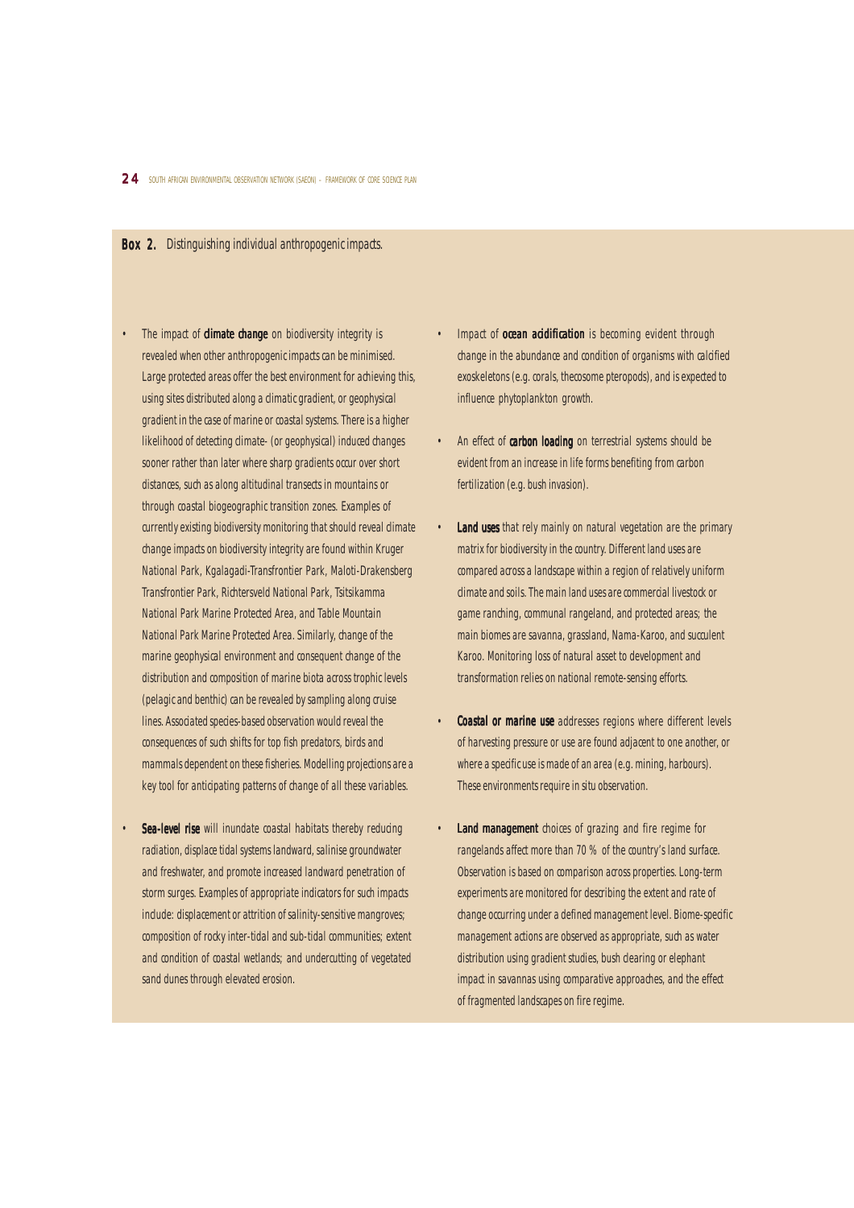**Box 2.** Distinguishing individual anthropogenic impacts.

- The impact of **climate change** on biodiversity integrity is revealed when other anthropogenic impacts can be minimised. Large protected areas offer the best environment for achieving this, using sites distributed along a climatic gradient, or geophysical gradient in the case of marine or coastal systems. There is a higher likelihood of detecting climate- (or geophysical) induced changes sooner rather than later where sharp gradients occur over short distances, such as along altitudinal transects in mountains or through coastal biogeographic transition zones. Examples of currently existing biodiversity monitoring that should reveal climate change impacts on biodiversity integrity are found within Kruger National Park, Kgalagadi-Transfrontier Park, Maloti-Drakensberg Transfrontier Park, Richtersveld National Park, Tsitsikamma National Park Marine Protected Area, and Table Mountain National Park Marine Protected Area. Similarly, change of the marine geophysical environment and consequent change of the distribution and composition of marine biota across trophic levels (pelagic and benthic) can be revealed by sampling along cruise lines. Associated species-based observation would reveal the consequences of such shifts for top fish predators, birds and mammals dependent on these fisheries. Modelling projections are a key tool for anticipating patterns of change of all these variables.

- **Sea-level rise** will inundate coastal habitats thereby reducing radiation, displace tidal systems landward, salinise groundwater and freshwater, and promote increased landward penetration of storm surges. Examples of appropriate indicators for such impacts include: displacement or attrition of salinity-sensitive mangroves; composition of rocky inter-tidal and sub-tidal communities; extent and condition of coastal wetlands; and undercutting of vegetated sand dunes through elevated erosion.

- Impact of **ocean acidification** is becoming evident through change in the abundance and condition of organisms with calcified exoskeletons (e.g. corals, thecosome pteropods), and is expected to influence phytoplankton growth.

- An effect of **carbon loading** on terrestrial systems should be evident from an increase in life forms benefiting from carbon fertilization (e.g. bush invasion).

- **Land uses** that rely mainly on natural vegetation are the primary matrix for biodiversity in the country. Different land uses are compared across a landscape within a region of relatively uniform climate and soils. The main land uses are commercial livestock or game ranching, communal rangeland, and protected areas; the main biomes are savanna, grassland, Nama-Karoo, and succulent Karoo. Monitoring loss of natural asset to development and transformation relies on national remote-sensing efforts.

- **Coastal or marine use** addresses regions where different levels of harvesting pressure or use are found adjacent to one another, or where a specific use is made of an area (e.g. mining, harbours). These environments require in situ observation.

- **Land management** choices of grazing and fire regime for rangelands affect more than 70 % of the country's land surface. Observation is based on comparison across properties. Long-term experiments are monitored for describing the extent and rate of change occurring under a defined management level. Biome-specific management actions are observed as appropriate, such as water distribution using gradient studies, bush clearing or elephant impact in savannas using comparative approaches, and the effect of fragmented landscapes on fire regime.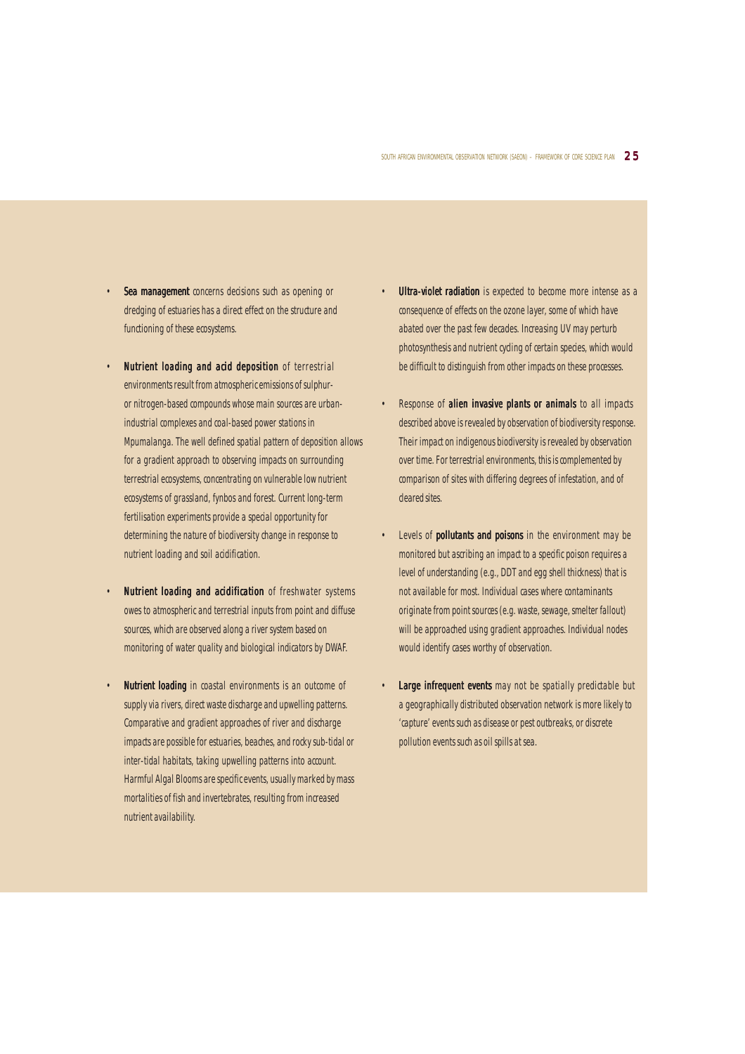- **Sea management** concerns decisions such as opening or dredging of estuaries has a direct effect on the structure and functioning of these ecosystems.

- **Nutrient loading and acid deposition** of terrestrial environments result from atmospheric emissions of sulphur- or nitrogen-based compounds whose main sources are urban-industrial complexes and coal-based power stations in Mpumalanga. The well defined spatial pattern of deposition allows for a gradient approach to observing impacts on surrounding terrestrial ecosystems, concentrating on vulnerable low nutrient ecosystems of grassland, fynbos and forest. Current long-term fertilisation experiments provide a special opportunity for determining the nature of biodiversity change in response to nutrient loading and soil acidification.

- **Nutrient loading and acidification** of freshwater systems owes to atmospheric and terrestrial inputs from point and diffuse sources, which are observed along a river system based on monitoring of water quality and biological indicators by DWAF.

- **Nutrient loading** in coastal environments is an outcome of supply via rivers, direct waste discharge and upwelling patterns. Comparative and gradient approaches of river and discharge impacts are possible for estuaries, beaches, and rocky sub-tidal or inter-tidal habitats, taking upwelling patterns into account. Harmful Algal Blooms are specific events, usually marked by mass mortalities of fish and invertebrates, resulting from increased nutrient availability.

- **Ultra-violet radiation** is expected to become more intense as a consequence of effects on the ozone layer, some of which have abated over the past few decades. Increasing UV may perturb photosynthesis and nutrient cycling of certain species, which would be difficult to distinguish from other impacts on these processes.

- Response of **alien invasive plants or animals** to all impacts described above is revealed by observation of biodiversity response. Their impact on indigenous biodiversity is revealed by observation over time. For terrestrial environments, this is complemented by comparison of sites with differing degrees of infestation, and of cleared sites.

- Levels of **pollutants and poisons** in the environment may be monitored but ascribing an impact to a specific poison requires a level of understanding (e.g., DDT and egg shell thickness) that is not available for most. Individual cases where contaminants originate from point sources (e.g. waste, sewage, smelter fallout) will be approached using gradient approaches. Individual nodes would identify cases worthy of observation.

- **Large infrequent events** may not be spatially predictable but a geographically distributed observation network is more likely to 'capture' events such as disease or pest outbreaks, or discrete pollution events such as oil spills at sea.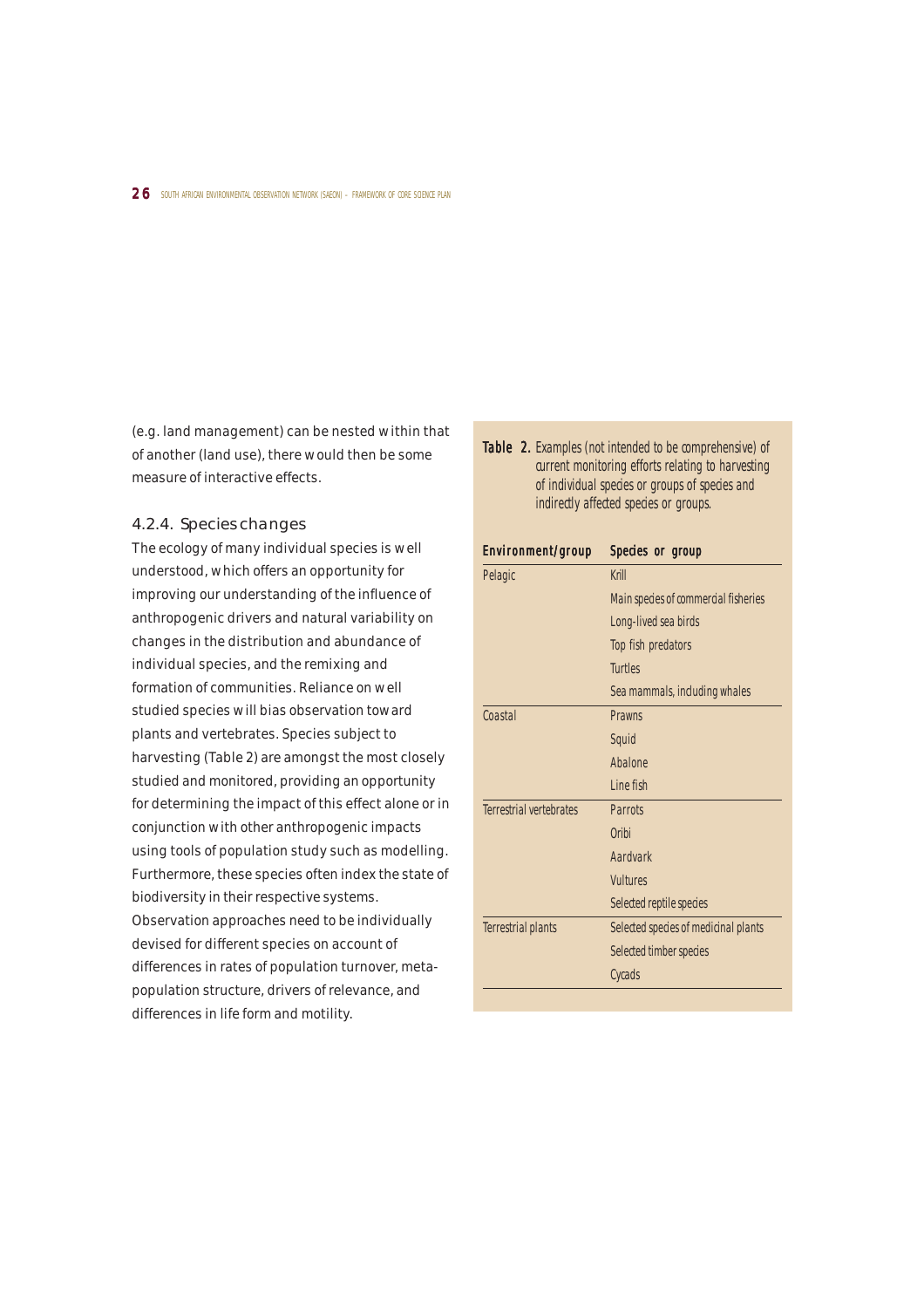(e.g. land management) can be nested within that of another (land use), there would then be some measure of interactive effects.

### 4.2.4. Species changes

The ecology of many individual species is well understood, which offers an opportunity for improving our understanding of the influence of anthropogenic drivers and natural variability on changes in the distribution and abundance of individual species, and the remixing and formation of communities. Reliance on well studied species will bias observation toward plants and vertebrates. Species subject to harvesting (Table 2) are amongst the most closely studied and monitored, providing an opportunity for determining the impact of this effect alone or in conjunction with other anthropogenic impacts using tools of population study such as modelling. Furthermore, these species often index the state of biodiversity in their respective systems. Observation approaches need to be individually devised for different species on account of differences in rates of population turnover, meta-population structure, drivers of relevance, and differences in life form and motility.

**Table 2.** Examples (not intended to be comprehensive) of current monitoring efforts relating to harvesting of individual species or groups of species and indirectly affected species or groups.

| Environment/group | Species or group |
|---|---|
| Pelagic | Krill |
| | Main species of commercial fisheries |
| | Long-lived sea birds |
| | Top fish predators |
| | Turtles |
| | Sea mammals, including whales |
| Coastal | Prawns |
| | Squid |
| | Abalone |
| | Line fish |
| Terrestrial vertebrates | Parrots |
| | Oribi |
| | Aardvark |
| | Vultures |
| | Selected reptile species |
| Terrestrial plants | Selected species of medicinal plants |
| | Selected timber species |
| | Cycads |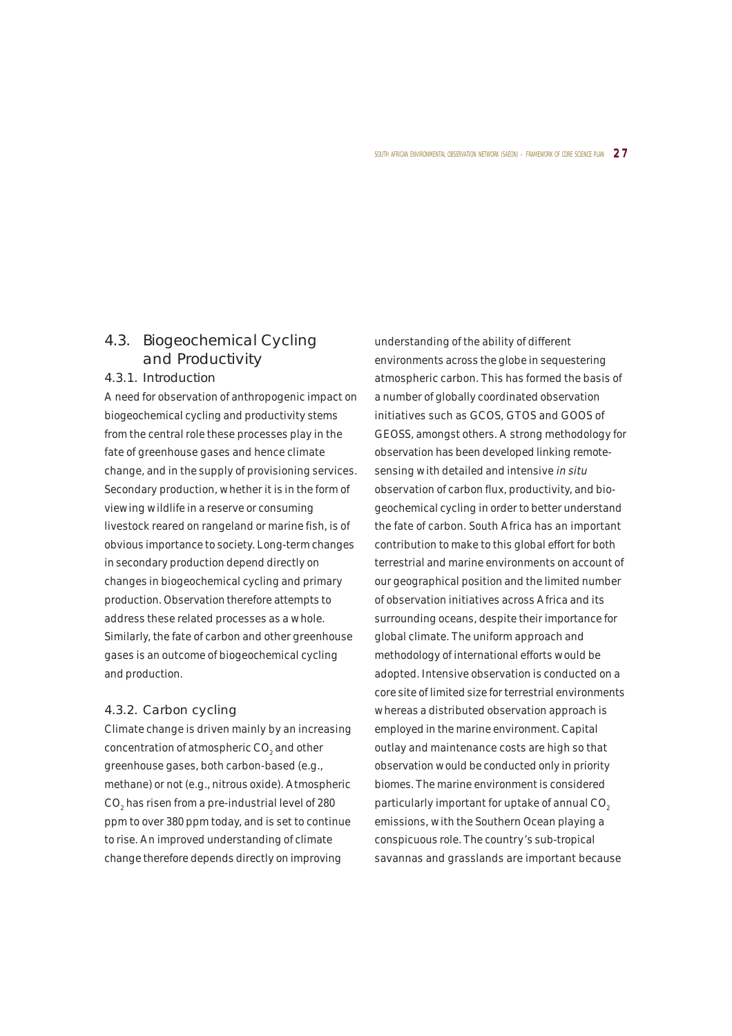## 4.3. Biogeochemical Cycling and Productivity

### 4.3.1. Introduction

A need for observation of anthropogenic impact on biogeochemical cycling and productivity stems from the central role these processes play in the fate of greenhouse gases and hence climate change, and in the supply of provisioning services. Secondary production, whether it is in the form of viewing wildlife in a reserve or consuming livestock reared on rangeland or marine fish, is of obvious importance to society. Long-term changes in secondary production depend directly on changes in biogeochemical cycling and primary production. Observation therefore attempts to address these related processes as a whole. Similarly, the fate of carbon and other greenhouse gases is an outcome of biogeochemical cycling and production.

### 4.3.2. Carbon cycling

Climate change is driven mainly by an increasing concentration of atmospheric $CO_2$ and other greenhouse gases, both carbon-based (e.g., methane) or not (e.g., nitrous oxide). Atmospheric $CO_2$ has risen from a pre-industrial level of 280 ppm to over 380 ppm today, and is set to continue to rise. An improved understanding of climate change therefore depends directly on improving understanding of the ability of different environments across the globe in sequestering atmospheric carbon. This has formed the basis of a number of globally coordinated observation initiatives such as GCOS, GTOS and GOOS of GEOSS, amongst others. A strong methodology for observation has been developed linking remote-sensing with detailed and intensive *in situ* observation of carbon flux, productivity, and bio-geochemical cycling in order to better understand the fate of carbon. South Africa has an important contribution to make to this global effort for both terrestrial and marine environments on account of our geographical position and the limited number of observation initiatives across Africa and its surrounding oceans, despite their importance for global climate. The uniform approach and methodology of international efforts would be adopted. Intensive observation is conducted on a core site of limited size for terrestrial environments whereas a distributed observation approach is employed in the marine environment. Capital outlay and maintenance costs are high so that observation would be conducted only in priority biomes. The marine environment is considered particularly important for uptake of annual $CO_2$ emissions, with the Southern Ocean playing a conspicuous role. The country's sub-tropical savannas and grasslands are important because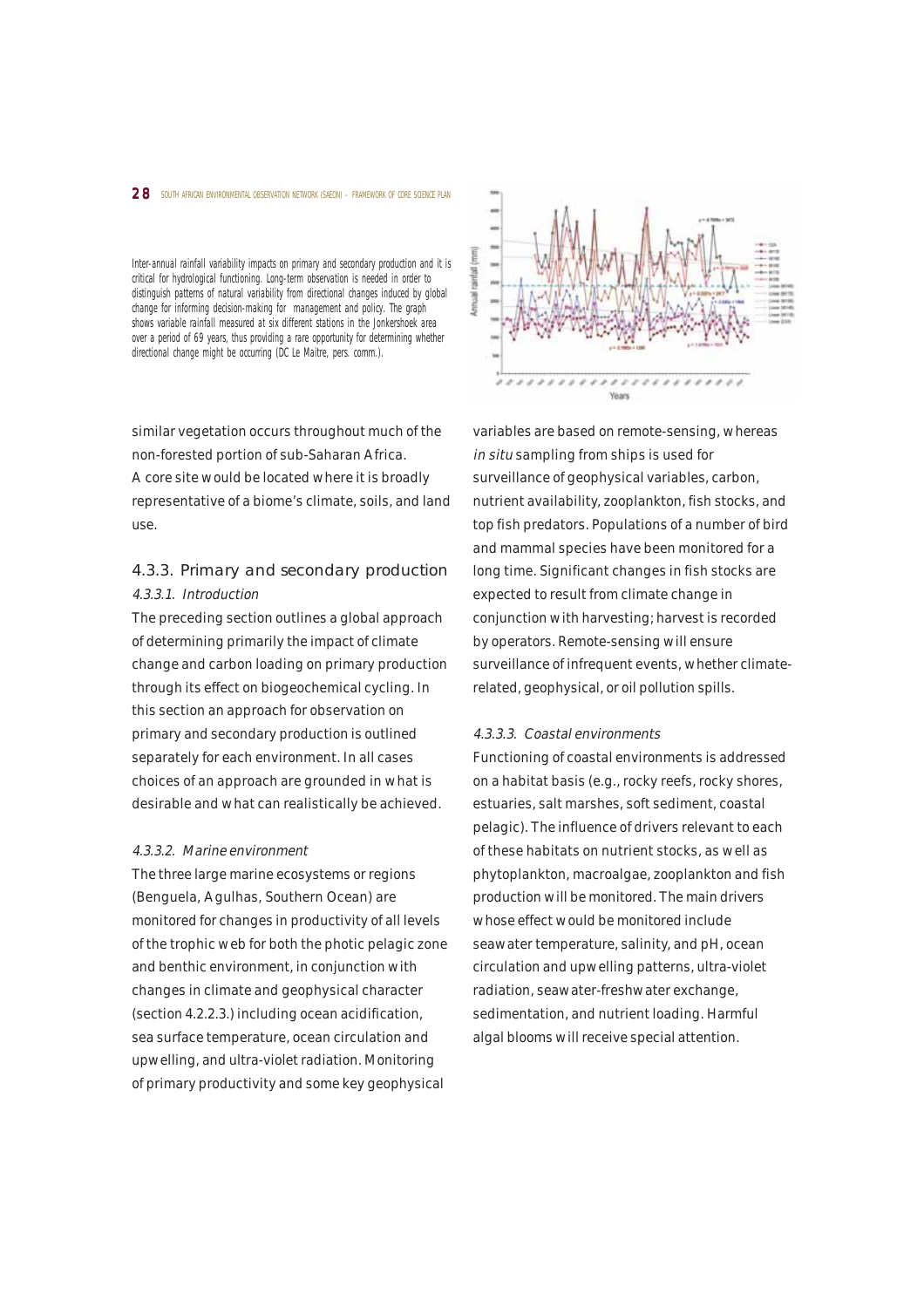Inter-annual rainfall variability impacts on primary and secondary production and it is critical for hydrological functioning. Long-term observation is needed in order to distinguish patterns of natural variability from directional changes induced by global change for informing decision-making for management and policy. The graph shows variable rainfall measured at six different stations in the Jonkershoek area over a period of 69 years, thus providing a rare opportunity for determining whether directional change might be occurring (DC Le Maitre, pers. comm.).

similar vegetation occurs throughout much of the non-forested portion of sub-Saharan Africa. A core site would be located where it is broadly representative of a biome's climate, soils, and land use.

### 4.3.3. Primary and secondary production

#### *4.3.3.1. Introduction*

The preceding section outlines a global approach of determining primarily the impact of climate change and carbon loading on primary production through its effect on biogeochemical cycling. In this section an approach for observation on primary and secondary production is outlined separately for each environment. In all cases choices of an approach are grounded in what is desirable and what can realistically be achieved.

#### *4.3.3.2. Marine environment*

The three large marine ecosystems or regions (Benguela, Agulhas, Southern Ocean) are monitored for changes in productivity of all levels of the trophic web for both the photic pelagic zone and benthic environment, in conjunction with changes in climate and geophysical character (section 4.2.2.3.) including ocean acidification, sea surface temperature, ocean circulation and upwelling, and ultra-violet radiation. Monitoring of primary productivity and some key geophysical variables are based on remote-sensing, whereas *in situ* sampling from ships is used for surveillance of geophysical variables, carbon, nutrient availability, zooplankton, fish stocks, and top fish predators. Populations of a number of bird and mammal species have been monitored for a long time. Significant changes in fish stocks are expected to result from climate change in conjunction with harvesting; harvest is recorded by operators. Remote-sensing will ensure surveillance of infrequent events, whether climate-related, geophysical, or oil pollution spills.

#### *4.3.3.3. Coastal environments*

Functioning of coastal environments is addressed on a habitat basis (e.g., rocky reefs, rocky shores, estuaries, salt marshes, soft sediment, coastal pelagic). The influence of drivers relevant to each of these habitats on nutrient stocks, as well as phytoplankton, macroalgae, zooplankton and fish production will be monitored. The main drivers whose effect would be monitored include seawater temperature, salinity, and pH, ocean circulation and upwelling patterns, ultra-violet radiation, seawater-freshwater exchange, sedimentation, and nutrient loading. Harmful algal blooms will receive special attention.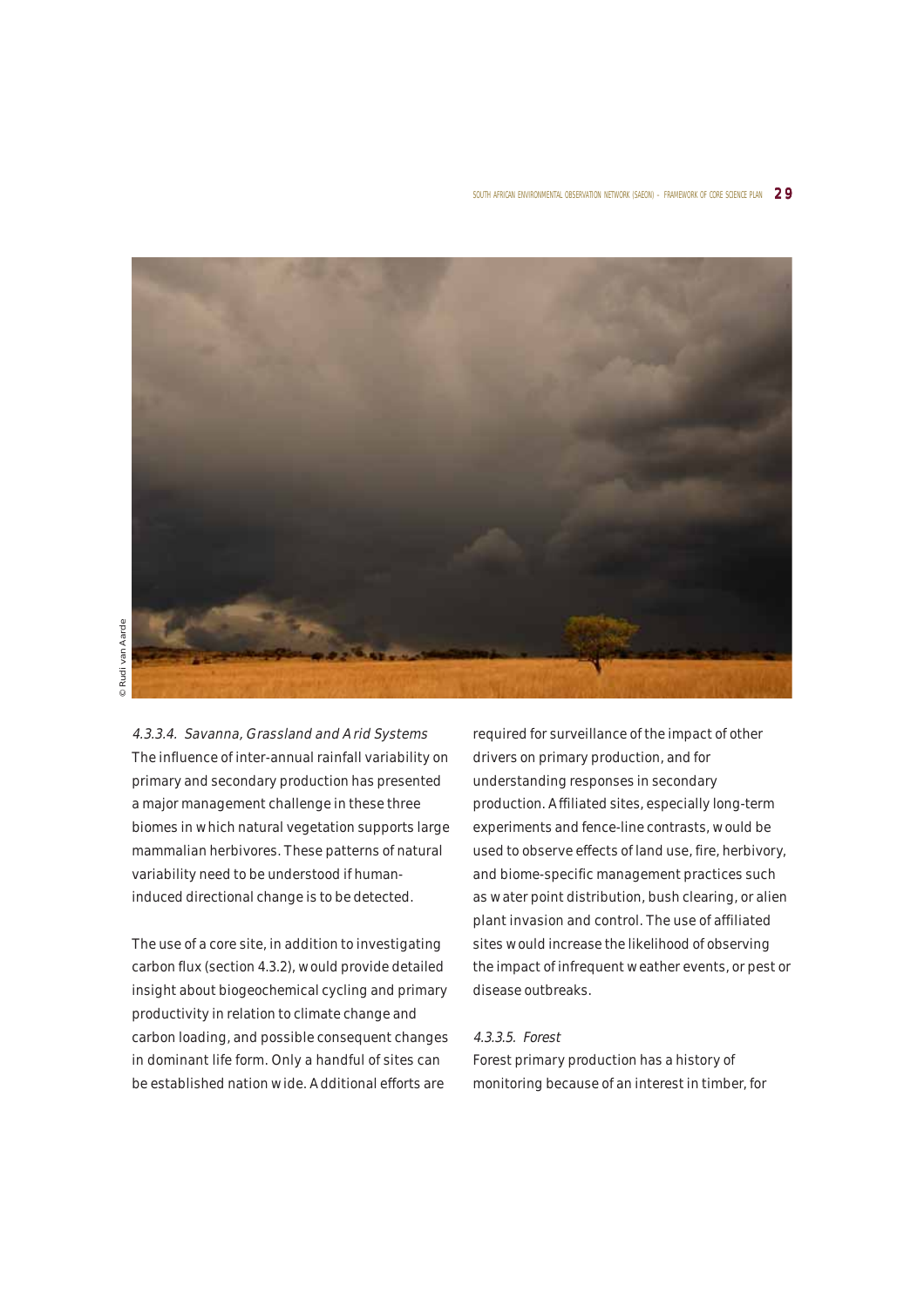© Rudi van Aarde

#### *4.3.3.4. Savanna, Grassland and Arid Systems*

The influence of inter-annual rainfall variability on primary and secondary production has presented a major management challenge in these three biomes in which natural vegetation supports large mammalian herbivores. These patterns of natural variability need to be understood if human-induced directional change is to be detected.

The use of a core site, in addition to investigating carbon flux (section 4.3.2), would provide detailed insight about biogeochemical cycling and primary productivity in relation to climate change and carbon loading, and possible consequent changes in dominant life form. Only a handful of sites can be established nation wide. Additional efforts are required for surveillance of the impact of other drivers on primary production, and for understanding responses in secondary production. Affiliated sites, especially long-term experiments and fence-line contrasts, would be used to observe effects of land use, fire, herbivory, and biome-specific management practices such as water point distribution, bush clearing, or alien plant invasion and control. The use of affiliated sites would increase the likelihood of observing the impact of infrequent weather events, or pest or disease outbreaks.

#### *4.3.3.5. Forest*

Forest primary production has a history of monitoring because of an interest in timber, for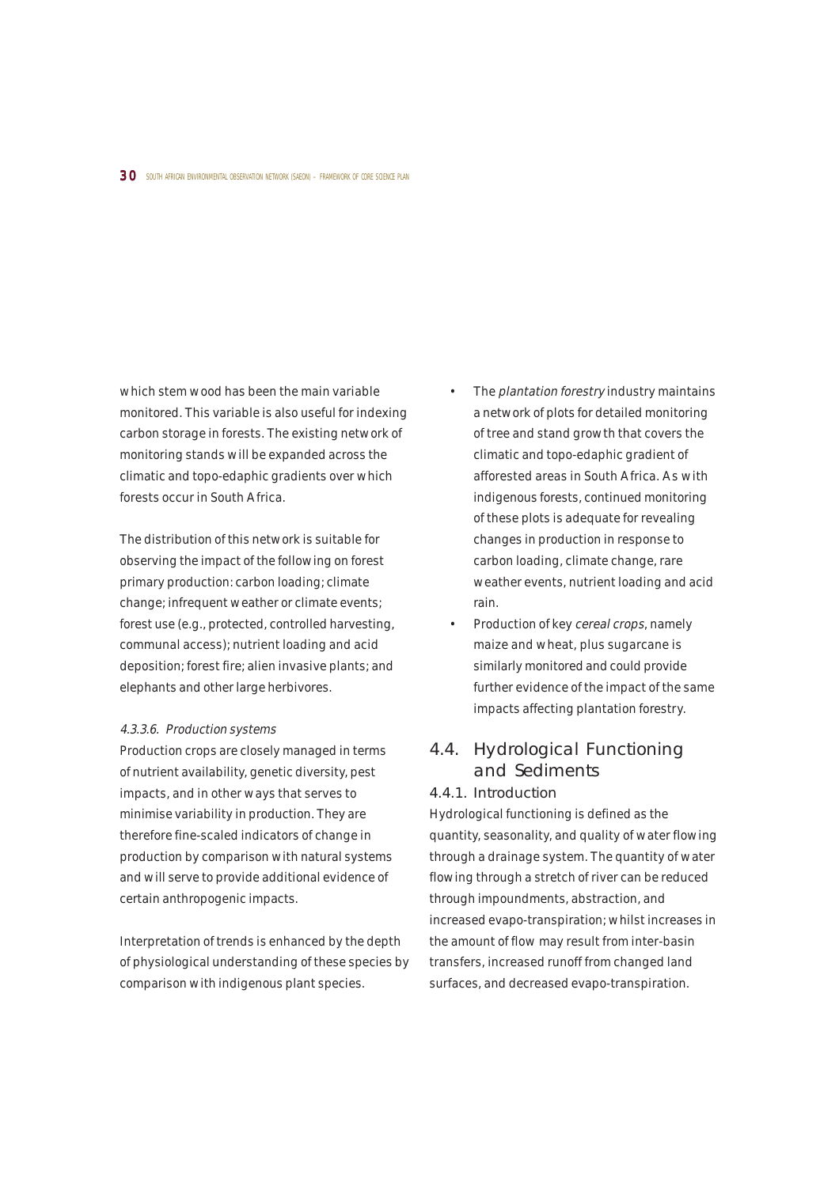which stem wood has been the main variable monitored. This variable is also useful for indexing carbon storage in forests. The existing network of monitoring stands will be expanded across the climatic and topo-edaphic gradients over which forests occur in South Africa.

The distribution of this network is suitable for observing the impact of the following on forest primary production: carbon loading; climate change; infrequent weather or climate events; forest use (e.g., protected, controlled harvesting, communal access); nutrient loading and acid deposition; forest fire; alien invasive plants; and elephants and other large herbivores.

*4.3.3.6. Production systems*

Production crops are closely managed in terms of nutrient availability, genetic diversity, pest impacts, and in other ways that serves to minimise variability in production. They are therefore fine-scaled indicators of change in production by comparison with natural systems and will serve to provide additional evidence of certain anthropogenic impacts.

Interpretation of trends is enhanced by the depth of physiological understanding of these species by comparison with indigenous plant species.

- The *plantation forestry* industry maintains a network of plots for detailed monitoring of tree and stand growth that covers the climatic and topo-edaphic gradient of afforested areas in South Africa. As with indigenous forests, continued monitoring of these plots is adequate for revealing changes in production in response to carbon loading, climate change, rare weather events, nutrient loading and acid rain.
- Production of key *cereal crops*, namely maize and wheat, plus sugarcane is similarly monitored and could provide further evidence of the impact of the same impacts affecting plantation forestry.

## 4.4. Hydrological Functioning and Sediments

### 4.4.1. Introduction

Hydrological functioning is defined as the quantity, seasonality, and quality of water flowing through a drainage system. The quantity of water flowing through a stretch of river can be reduced through impoundments, abstraction, and increased evapo-transpiration; whilst increases in the amount of flow may result from inter-basin transfers, increased runoff from changed land surfaces, and decreased evapo-transpiration.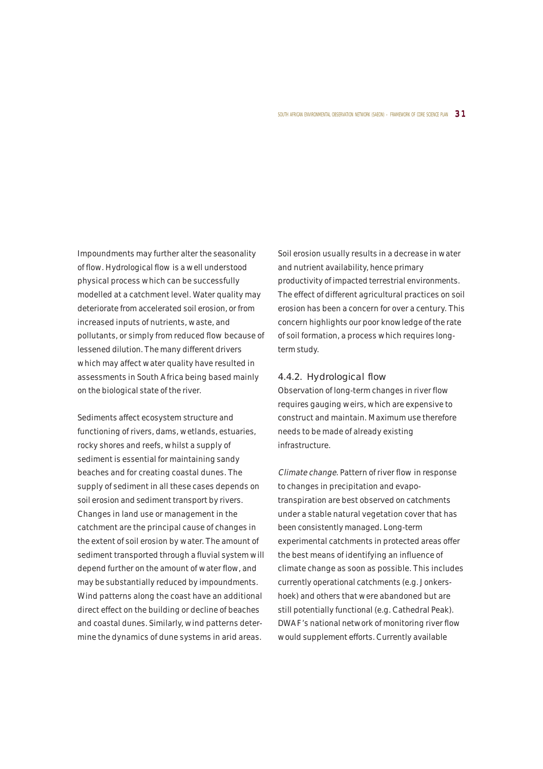Impoundments may further alter the seasonality of flow. Hydrological flow is a well understood physical process which can be successfully modelled at a catchment level. Water quality may deteriorate from accelerated soil erosion, or from increased inputs of nutrients, waste, and pollutants, or simply from reduced flow because of lessened dilution. The many different drivers which may affect water quality have resulted in assessments in South Africa being based mainly on the biological state of the river.

Sediments affect ecosystem structure and functioning of rivers, dams, wetlands, estuaries, rocky shores and reefs, whilst a supply of sediment is essential for maintaining sandy beaches and for creating coastal dunes. The supply of sediment in all these cases depends on soil erosion and sediment transport by rivers. Changes in land use or management in the catchment are the principal cause of changes in the extent of soil erosion by water. The amount of sediment transported through a fluvial system will depend further on the amount of water flow, and may be substantially reduced by impoundments. Wind patterns along the coast have an additional direct effect on the building or decline of beaches and coastal dunes. Similarly, wind patterns determine the dynamics of dune systems in arid areas.

Soil erosion usually results in a decrease in water and nutrient availability, hence primary productivity of impacted terrestrial environments. The effect of different agricultural practices on soil erosion has been a concern for over a century. This concern highlights our poor knowledge of the rate of soil formation, a process which requires long-term study.

### 4.4.2. Hydrological flow

Observation of long-term changes in river flow requires gauging weirs, which are expensive to construct and maintain. Maximum use therefore needs to be made of already existing infrastructure.

*Climate change.* Pattern of river flow in response to changes in precipitation and evapotranspiration are best observed on catchments under a stable natural vegetation cover that has been consistently managed. Long-term experimental catchments in protected areas offer the best means of identifying an influence of climate change as soon as possible. This includes currently operational catchments (e.g. Jonkershoek) and others that were abandoned but are still potentially functional (e.g. Cathedral Peak). DWAF's national network of monitoring river flow would supplement efforts. Currently available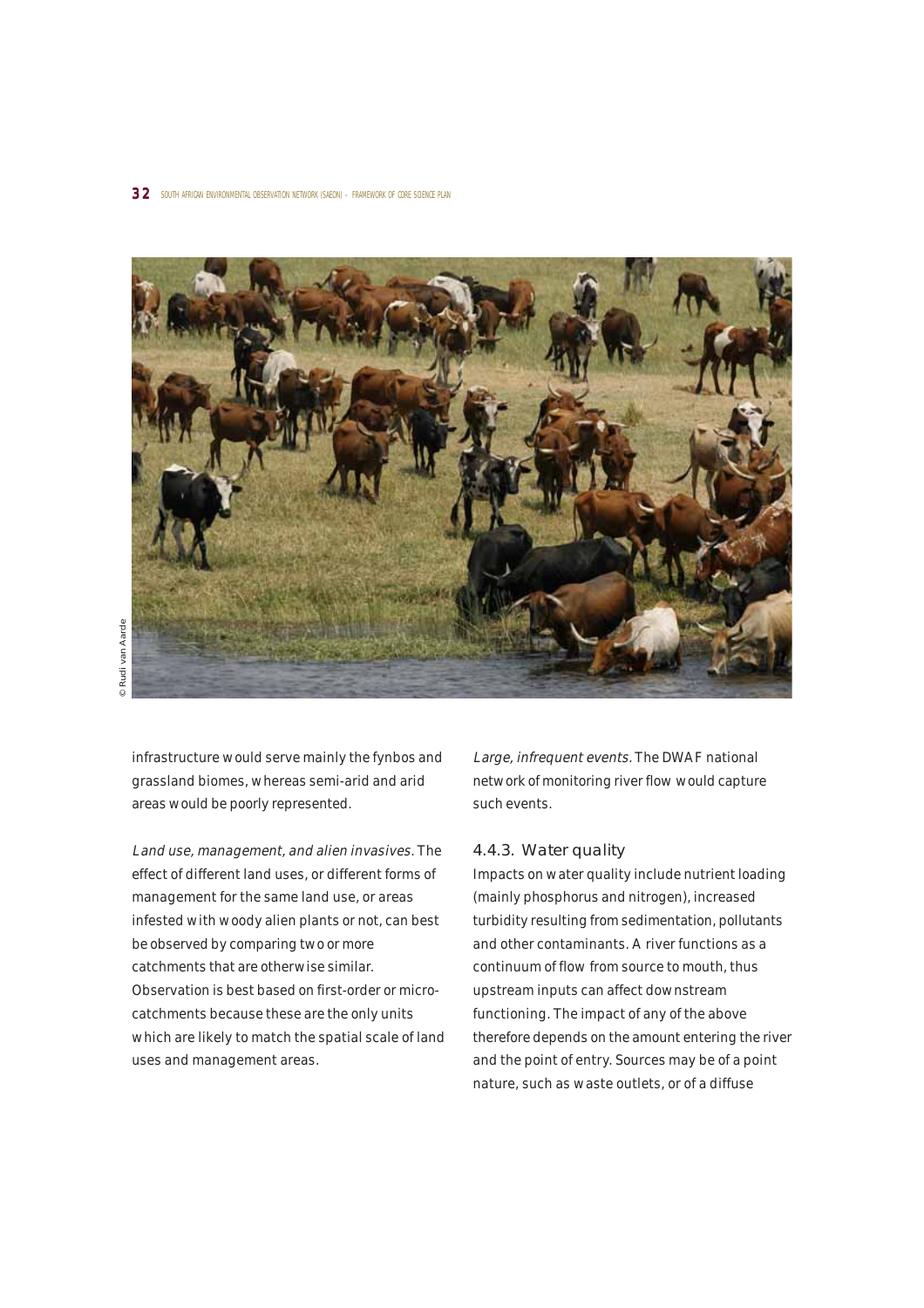© Rudi van Aarde

infrastructure would serve mainly the fynbos and grassland biomes, whereas semi-arid and arid areas would be poorly represented.

*Land use, management, and alien invasives.* The effect of different land uses, or different forms of management for the same land use, or areas infested with woody alien plants or not, can best be observed by comparing two or more catchments that are otherwise similar. Observation is best based on first-order or micro-catchments because these are the only units which are likely to match the spatial scale of land uses and management areas.

*Large, infrequent events.* The DWAF national network of monitoring river flow would capture such events.

### 4.4.3. Water quality

Impacts on water quality include nutrient loading (mainly phosphorus and nitrogen), increased turbidity resulting from sedimentation, pollutants and other contaminants. A river functions as a continuum of flow from source to mouth, thus upstream inputs can affect downstream functioning. The impact of any of the above therefore depends on the amount entering the river and the point of entry. Sources may be of a point nature, such as waste outlets, or of a diffuse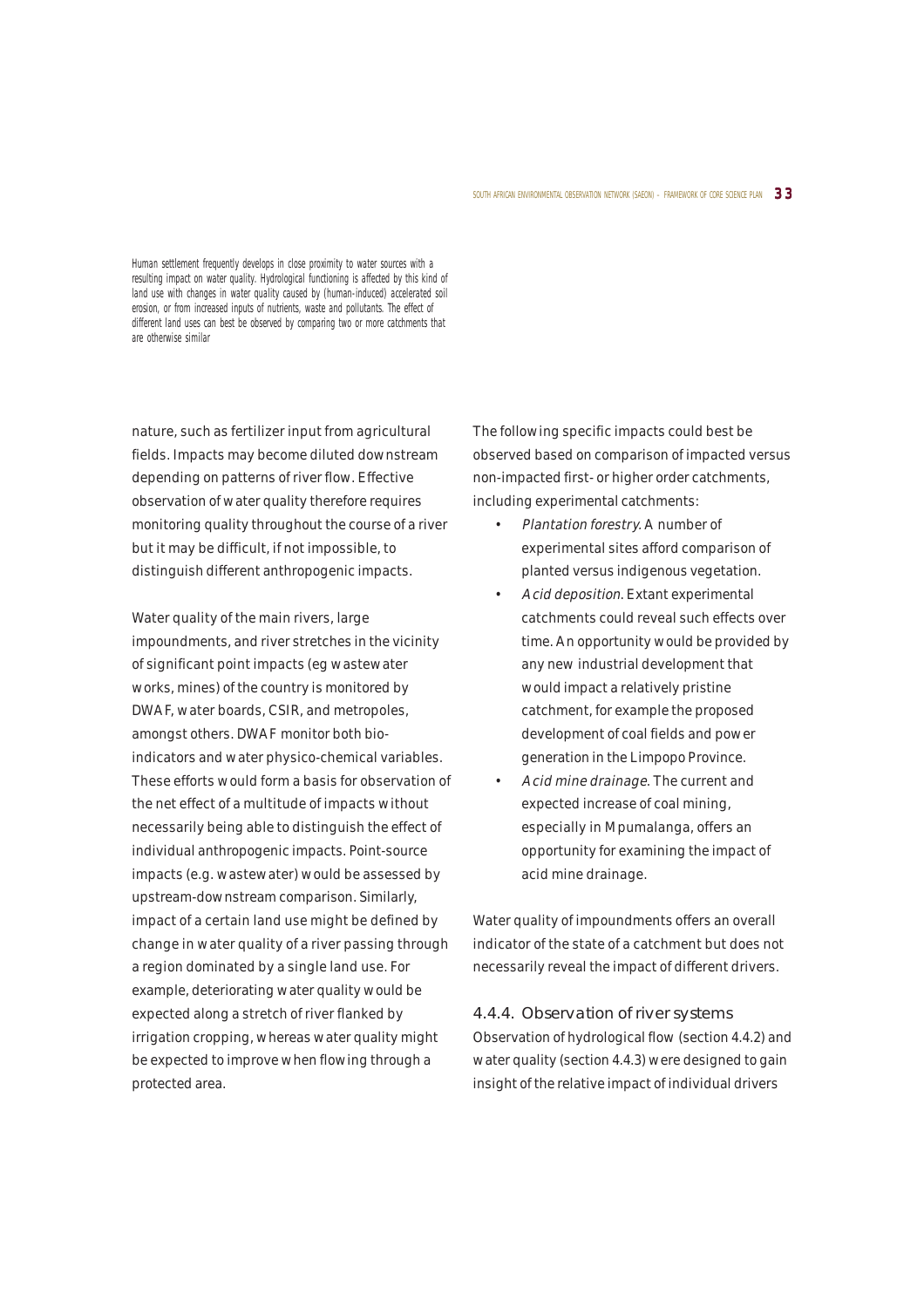Human settlement frequently develops in close proximity to water sources with a resulting impact on water quality. Hydrological functioning is affected by this kind of land use with changes in water quality caused by (human-induced) accelerated soil erosion, or from increased inputs of nutrients, waste and pollutants. The effect of different land uses can best be observed by comparing two or more catchments that are otherwise similar

nature, such as fertilizer input from agricultural fields. Impacts may become diluted downstream depending on patterns of river flow. Effective observation of water quality therefore requires monitoring quality throughout the course of a river but it may be difficult, if not impossible, to distinguish different anthropogenic impacts.

Water quality of the main rivers, large impoundments, and river stretches in the vicinity of significant point impacts (eg wastewater works, mines) of the country is monitored by DWAF, water boards, CSIR, and metropoles, amongst others. DWAF monitor both bio-indicators and water physico-chemical variables. These efforts would form a basis for observation of the net effect of a multitude of impacts without necessarily being able to distinguish the effect of individual anthropogenic impacts. Point-source impacts (e.g. wastewater) would be assessed by upstream-downstream comparison. Similarly, impact of a certain land use might be defined by change in water quality of a river passing through a region dominated by a single land use. For example, deteriorating water quality would be expected along a stretch of river flanked by irrigation cropping, whereas water quality might be expected to improve when flowing through a protected area.

The following specific impacts could best be observed based on comparison of impacted versus non-impacted first- or higher order catchments, including experimental catchments:

- *Plantation forestry.* A number of experimental sites afford comparison of planted versus indigenous vegetation.
- *Acid deposition.* Extant experimental catchments could reveal such effects over time. An opportunity would be provided by any new industrial development that would impact a relatively pristine catchment, for example the proposed development of coal fields and power generation in the Limpopo Province.
- *Acid mine drainage.* The current and expected increase of coal mining, especially in Mpumalanga, offers an opportunity for examining the impact of acid mine drainage.

Water quality of impoundments offers an overall indicator of the state of a catchment but does not necessarily reveal the impact of different drivers.

### 4.4.4. Observation of river systems

Observation of hydrological flow (section 4.4.2) and water quality (section 4.4.3) were designed to gain insight of the relative impact of individual drivers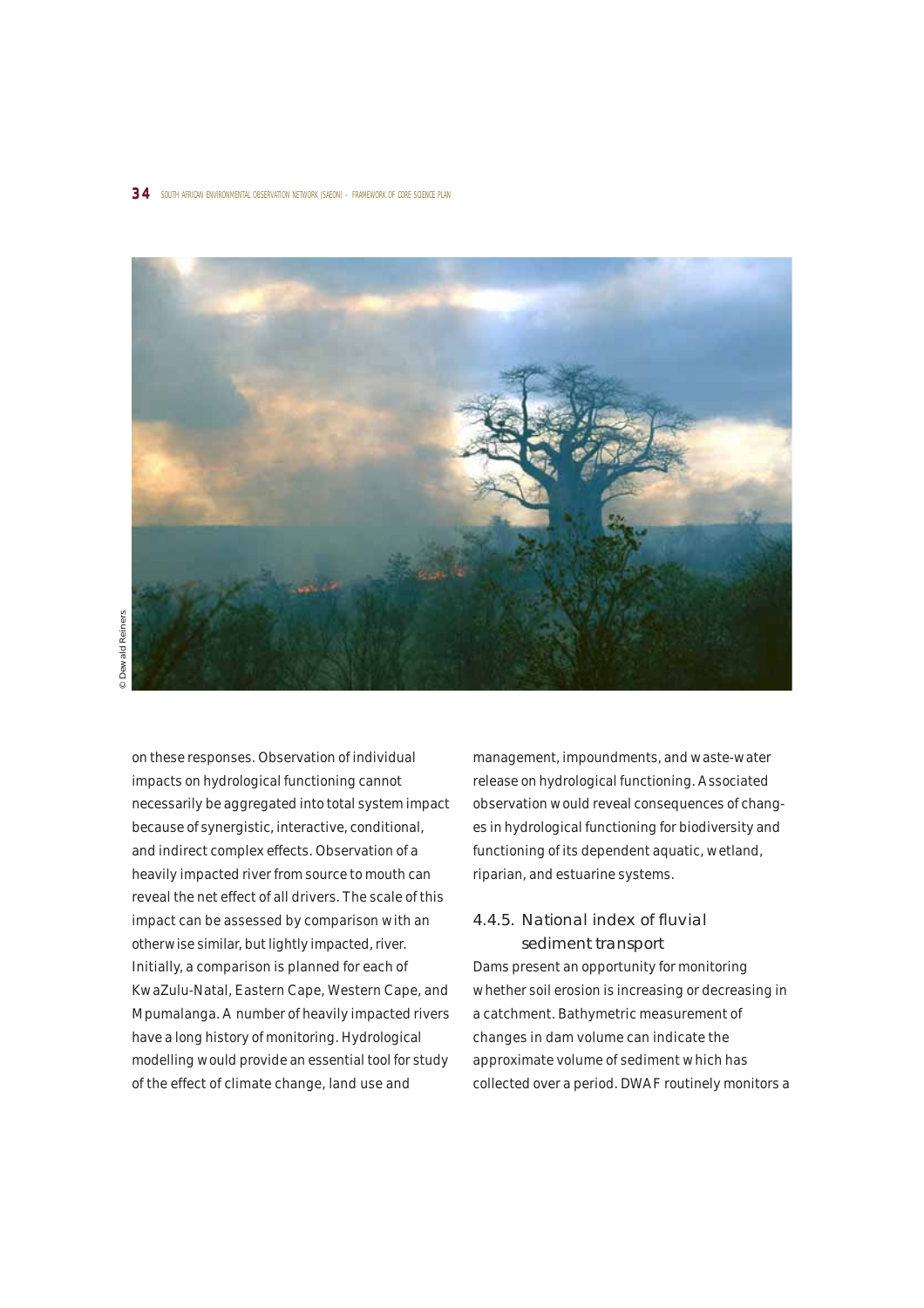on these responses. Observation of individual impacts on hydrological functioning cannot necessarily be aggregated into total system impact because of synergistic, interactive, conditional, and indirect complex effects. Observation of a heavily impacted river from source to mouth can reveal the net effect of all drivers. The scale of this impact can be assessed by comparison with an otherwise similar, but lightly impacted, river. Initially, a comparison is planned for each of KwaZulu-Natal, Eastern Cape, Western Cape, and Mpumalanga. A number of heavily impacted rivers have a long history of monitoring. Hydrological modelling would provide an essential tool for study of the effect of climate change, land use and management, impoundments, and waste-water release on hydrological functioning. Associated observation would reveal consequences of changes in hydrological functioning for biodiversity and functioning of its dependent aquatic, wetland, riparian, and estuarine systems.

### 4.4.5. National index of fluvial sediment transport

Dams present an opportunity for monitoring whether soil erosion is increasing or decreasing in a catchment. Bathymetric measurement of changes in dam volume can indicate the approximate volume of sediment which has collected over a period. DWAF routinely monitors a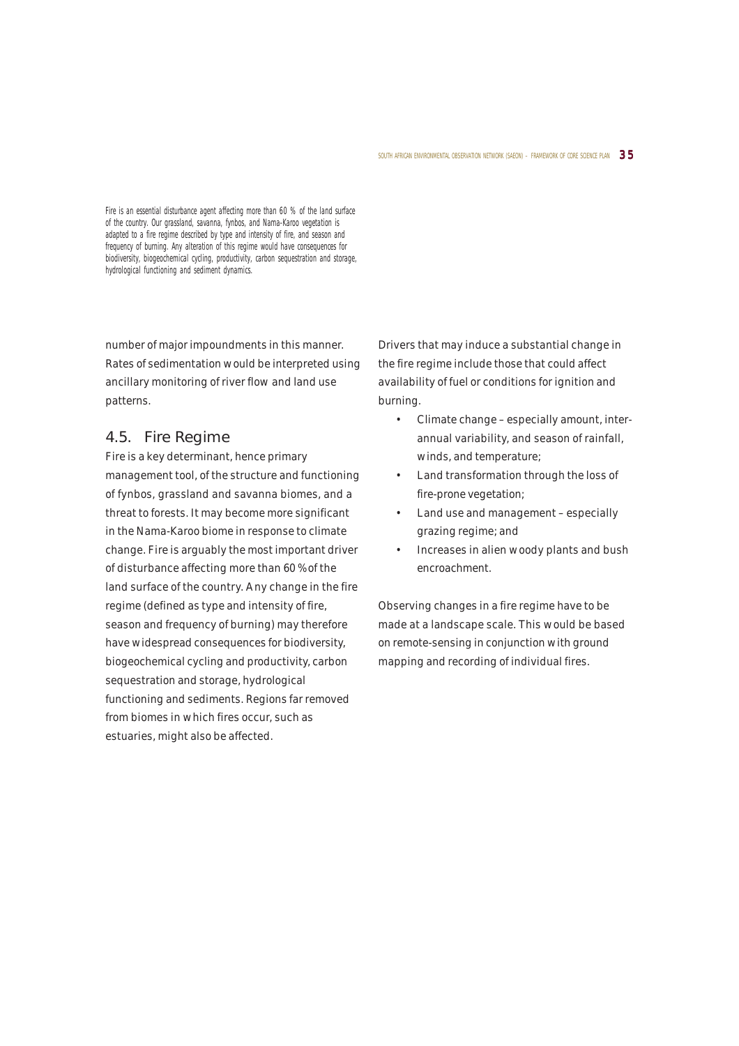*Fire is an essential disturbance agent affecting more than 60 % of the land surface of the country. Our grassland, savanna, fynbos, and Nama-Karoo vegetation is adapted to a fire regime described by type and intensity of fire, and season and frequency of burning. Any alteration of this regime would have consequences for biodiversity, biogeochemical cycling, productivity, carbon sequestration and storage, hydrological functioning and sediment dynamics.*

number of major impoundments in this manner. Rates of sedimentation would be interpreted using ancillary monitoring of river flow and land use patterns.

## 4.5. Fire Regime

Fire is a key determinant, hence primary management tool, of the structure and functioning of fynbos, grassland and savanna biomes, and a threat to forests. It may become more significant in the Nama-Karoo biome in response to climate change. Fire is arguably the most important driver of disturbance affecting more than 60 % of the land surface of the country. Any change in the fire regime (defined as type and intensity of fire, season and frequency of burning) may therefore have widespread consequences for biodiversity, biogeochemical cycling and productivity, carbon sequestration and storage, hydrological functioning and sediments. Regions far removed from biomes in which fires occur, such as estuaries, might also be affected.

Drivers that may induce a substantial change in the fire regime include those that could affect availability of fuel or conditions for ignition and burning.

- Climate change – especially amount, inter-annual variability, and season of rainfall, winds, and temperature;
- Land transformation through the loss of fire-prone vegetation;
- Land use and management – especially grazing regime; and
- Increases in alien woody plants and bush encroachment.

Observing changes in a fire regime have to be made at a landscape scale. This would be based on remote-sensing in conjunction with ground mapping and recording of individual fires.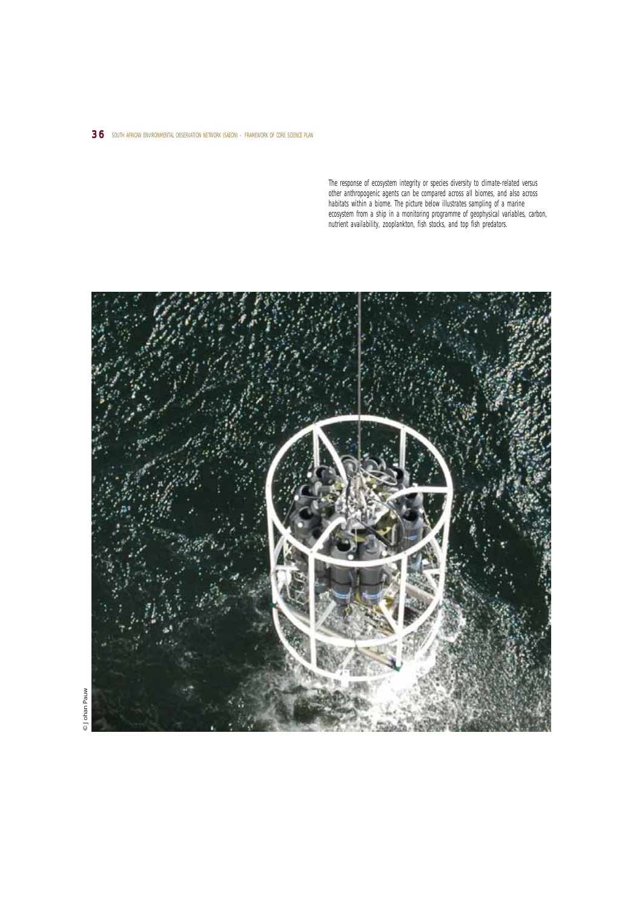The response of ecosystem integrity or species diversity to climate-related versus other anthropogenic agents can be compared across all biomes, and also across habitats within a biome. The picture below illustrates sampling of a marine ecosystem from a ship in a monitoring programme of geophysical variables, carbon, nutrient availability, zooplankton, fish stocks, and top fish predators.

© Johan Pauw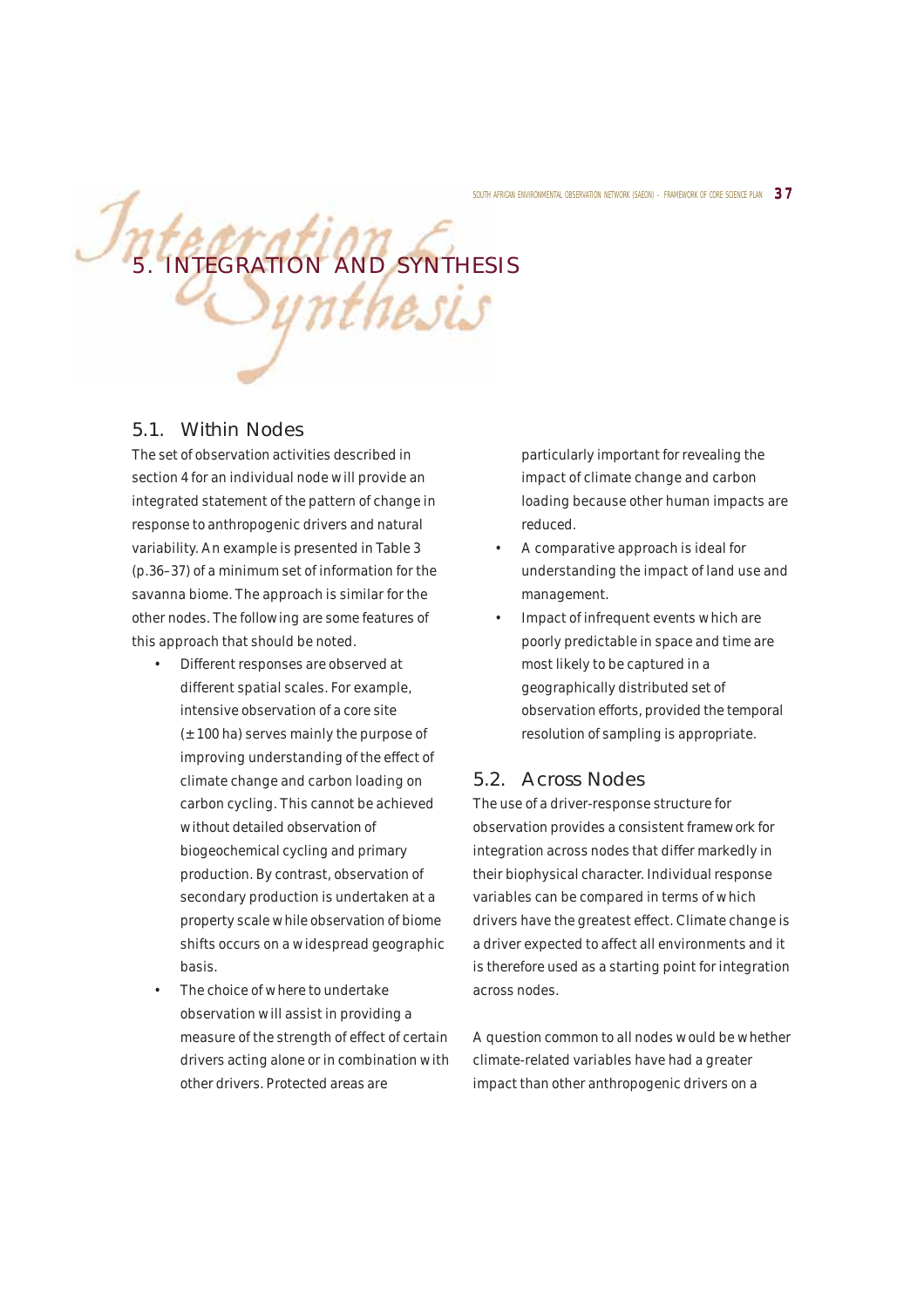# 5. INTEGRATION AND SYNTHESIS

## 5.1. Within Nodes

The set of observation activities described in section 4 for an individual node will provide an integrated statement of the pattern of change in response to anthropogenic drivers and natural variability. An example is presented in Table 3 (p.36–37) of a minimum set of information for the savanna biome. The approach is similar for the other nodes. The following are some features of this approach that should be noted.

- Different responses are observed at different spatial scales. For example, intensive observation of a core site (± 100 ha) serves mainly the purpose of improving understanding of the effect of climate change and carbon loading on carbon cycling. This cannot be achieved without detailed observation of biogeochemical cycling and primary production. By contrast, observation of secondary production is undertaken at a property scale while observation of biome shifts occurs on a widespread geographic basis.
- The choice of where to undertake observation will assist in providing a measure of the strength of effect of certain drivers acting alone or in combination with other drivers. Protected areas are particularly important for revealing the impact of climate change and carbon loading because other human impacts are reduced.
- A comparative approach is ideal for understanding the impact of land use and management.
- Impact of infrequent events which are poorly predictable in space and time are most likely to be captured in a geographically distributed set of observation efforts, provided the temporal resolution of sampling is appropriate.

## 5.2. Across Nodes

The use of a driver-response structure for observation provides a consistent framework for integration across nodes that differ markedly in their biophysical character. Individual response variables can be compared in terms of which drivers have the greatest effect. Climate change is a driver expected to affect all environments and it is therefore used as a starting point for integration across nodes.

A question common to all nodes would be whether climate-related variables have had a greater impact than other anthropogenic drivers on a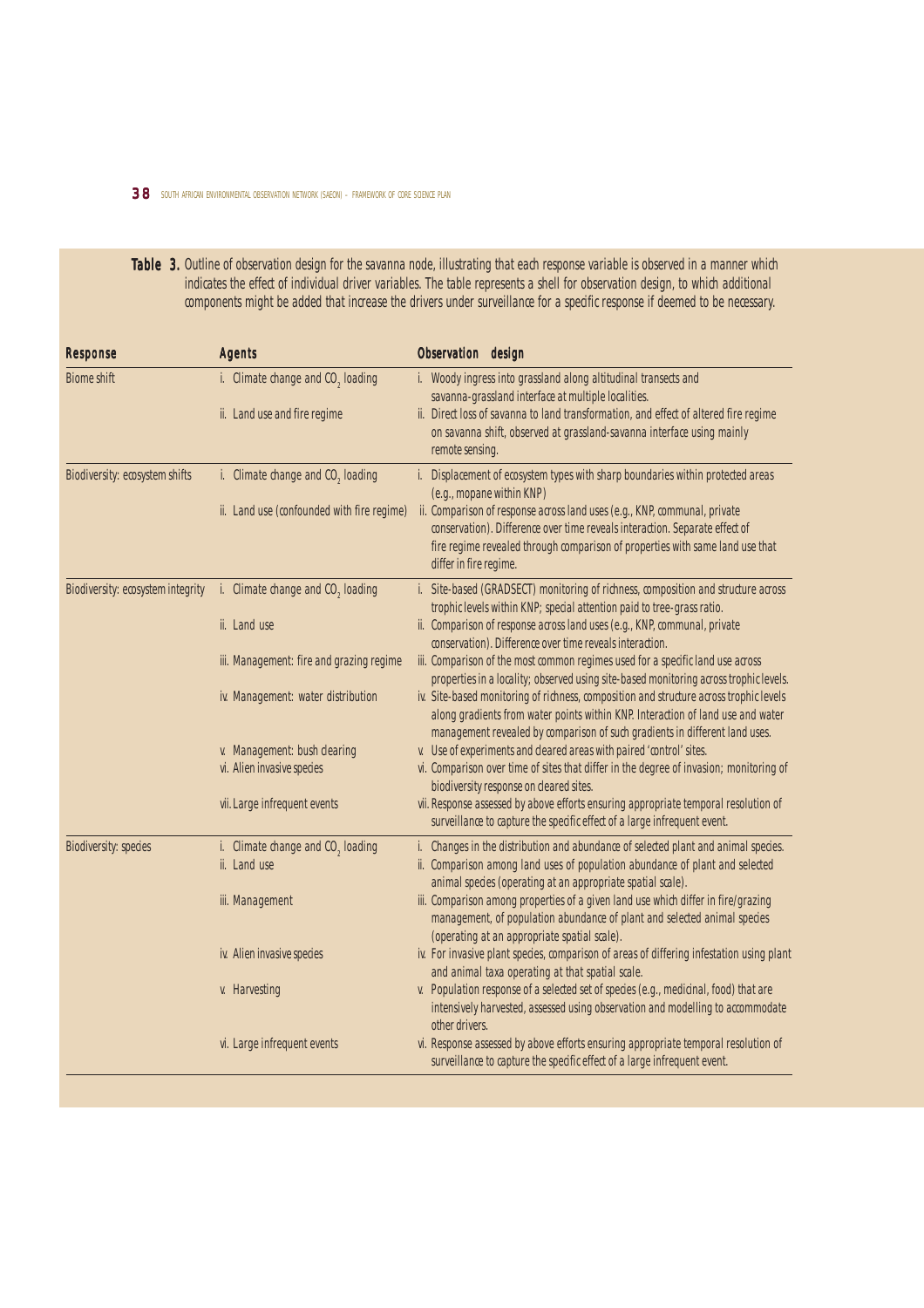**Table 3.** Outline of observation design for the savanna node, illustrating that each response variable is observed in a manner which indicates the effect of individual driver variables. The table represents a shell for observation design, to which additional components might be added that increase the drivers under surveillance for a specific response if deemed to be necessary.

| Response | Agents | Observation design |
|---|---|---|
| Biome shift | i. Climate change and $CO_2$ loading | i. Woody ingress into grassland along altitudinal transects and savanna-grassland interface at multiple localities. |
| | ii. Land use and fire regime | ii. Direct loss of savanna to land transformation, and effect of altered fire regime on savanna shift, observed at grassland-savanna interface using mainly remote sensing. |
| Biodiversity: ecosystem shifts | i. Climate change and $CO_2$ loading | i. Displacement of ecosystem types with sharp boundaries within protected areas (e.g., mopane within KNP) |
| | ii. Land use (confounded with fire regime) | ii. Comparison of response across land uses (e.g., KNP, communal, private conservation). Difference over time reveals interaction. Separate effect of fire regime revealed through comparison of properties with same land use that differ in fire regime. |
| Biodiversity: ecosystem integrity | i. Climate change and $CO_2$ loading | i. Site-based (GRADSECT) monitoring of richness, composition and structure across trophic levels within KNP; special attention paid to tree-grass ratio. |
| | ii. Land use | ii. Comparison of response across land uses (e.g., KNP, communal, private conservation). Difference over time reveals interaction. |
| | iii. Management: fire and grazing regime | iii. Comparison of the most common regimes used for a specific land use across properties in a locality; observed using site-based monitoring across trophic levels. |
| | iv. Management: water distribution | iv. Site-based monitoring of richness, composition and structure across trophic levels along gradients from water points within KNP. Interaction of land use and water management revealed by comparison of such gradients in different land uses. |
| | v. Management: bush clearing | v. Use of experiments and cleared areas with paired 'control' sites. |
| | vi. Alien invasive species | vi. Comparison over time of sites that differ in the degree of invasion; monitoring of biodiversity response on cleared sites. |
| | vii. Large infrequent events | vii. Response assessed by above efforts ensuring appropriate temporal resolution of surveillance to capture the specific effect of a large infrequent event. |
| Biodiversity: species | i. Climate change and $CO_2$ loading | i. Changes in the distribution and abundance of selected plant and animal species. |
| | ii. Land use | ii. Comparison among land uses of population abundance of plant and selected animal species (operating at an appropriate spatial scale). |
| | iii. Management | iii. Comparison among properties of a given land use which differ in fire/grazing management, of population abundance of plant and selected animal species (operating at an appropriate spatial scale). |
| | iv. Alien invasive species | iv. For invasive plant species, comparison of areas of differing infestation using plant and animal taxa operating at that spatial scale. |
| | v. Harvesting | v. Population response of a selected set of species (e.g., medicinal, food) that are intensively harvested, assessed using observation and modelling to accommodate other drivers. |
| | vi. Large infrequent events | vi. Response assessed by above efforts ensuring appropriate temporal resolution of surveillance to capture the specific effect of a large infrequent event. |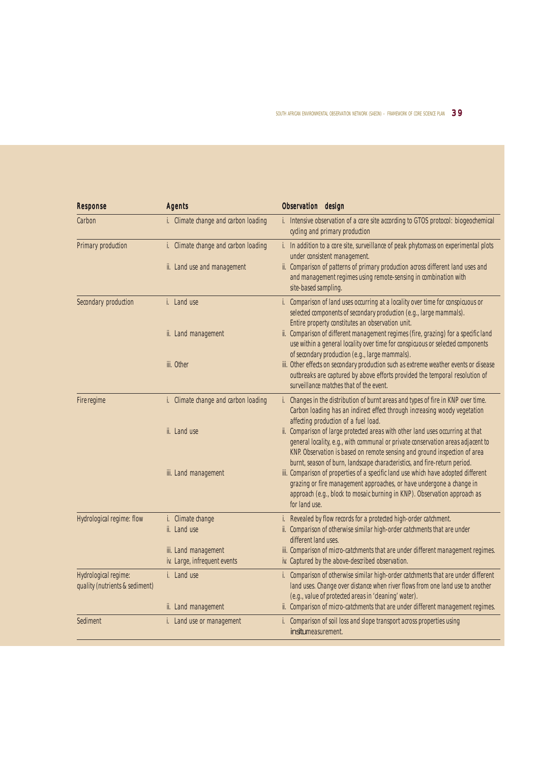| Response | Agents | Observation design |
|---|---|---|
| Carbon | i. Climate change and carbon loading | i. Intensive observation of a core site according to GTOS protocol: biogeochemical cycling and primary production |
| Primary production | i. Climate change and carbon loading | i. In addition to a core site, surveillance of peak phytomass on experimental plots under consistent management. |
| | ii. Land use and management | ii. Comparison of patterns of primary production across different land uses and management regimes using remote-sensing in combination with site-based sampling. |
| Secondary production | i. Land use | i. Comparison of land uses occurring at a locality over time for conspicuous or selected components of secondary production (e.g., large mammals). Entire property constitutes an observation unit. |
| | ii. Land management | ii. Comparison of different management regimes (fire, grazing) for a specific land use within a general locality over time for conspicuous or selected components of secondary production (e.g., large mammals). |
| | iii. Other | iii. Other effects on secondary production such as extreme weather events or disease outbreaks are captured by above efforts provided the temporal resolution of surveillance matches that of the event. |
| Fire regime | i. Climate change and carbon loading | i. Changes in the distribution of burnt areas and types of fire in KNP over time. Carbon loading has an indirect effect through increasing woody vegetation affecting production of a fuel load. |
| | ii. Land use | ii. Comparison of large protected areas with other land uses occurring at that general locality, e.g., with communal or private conservation areas adjacent to KNP. Observation is based on remote sensing and ground inspection of area burnt, season of burn, landscape characteristics, and fire-return period. |
| | iii. Land management | iii. Comparison of properties of a specific land use which have adopted different grazing or fire management approaches, or have undergone a change in approach (e.g., block to mosaic burning in KNP). Observation approach as for land use. |
| Hydrological regime: flow | i. Climate change | i. Revealed by flow records for a protected high-order catchment. |
| | ii. Land use | ii. Comparison of otherwise similar high-order catchments that are under different land uses. |
| | iii. Land management | iii. Comparison of micro-catchments that are under different management regimes. |
| | iv. Large, infrequent events | iv. Captured by the above-described observation. |
| Hydrological regime: quality (nutrients & sediment) | i. Land use | i. Comparison of otherwise similar high-order catchments that are under different land uses. Change over distance when river flows from one land use to another (e.g., value of protected areas in 'cleaning' water). |
| | ii. Land management | ii. Comparison of micro-catchments that are under different management regimes. |
| Sediment | i. Land use or management | i. Comparison of soil loss and slope transport across properties using *in situ* measurement. |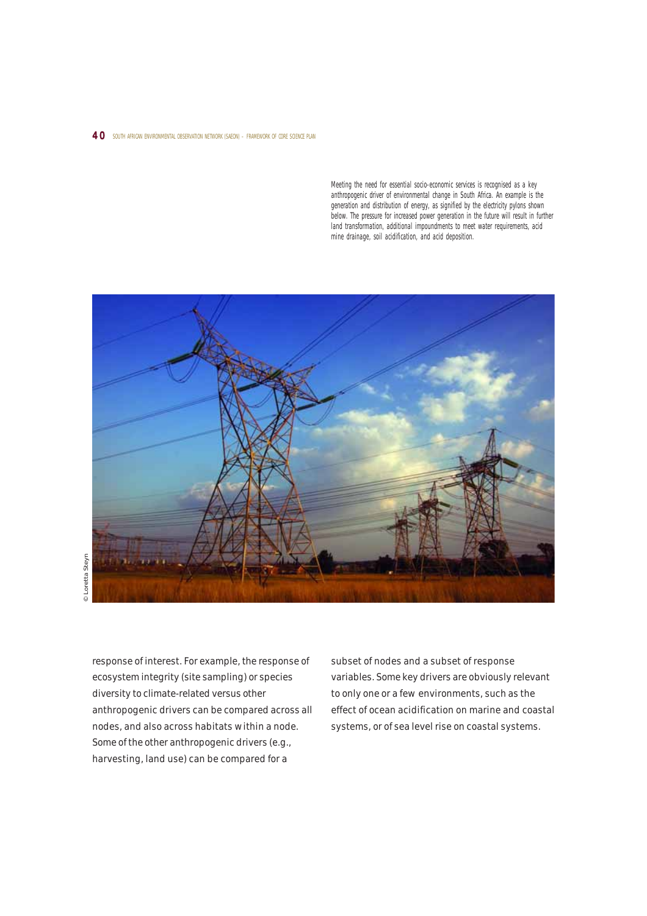Meeting the need for essential socio-economic services is recognised as a key anthropogenic driver of environmental change in South Africa. An example is the generation and distribution of energy, as signified by the electricity pylons shown below. The pressure for increased power generation in the future will result in further land transformation, additional impoundments to meet water requirements, acid mine drainage, soil acidification, and acid deposition.

© Loretta Steyn

response of interest. For example, the response of ecosystem integrity (site sampling) or species diversity to climate-related versus other anthropogenic drivers can be compared across all nodes, and also across habitats within a node. Some of the other anthropogenic drivers (e.g., harvesting, land use) can be compared for a subset of nodes and a subset of response variables. Some key drivers are obviously relevant to only one or a few environments, such as the effect of ocean acidification on marine and coastal systems, or of sea level rise on coastal systems.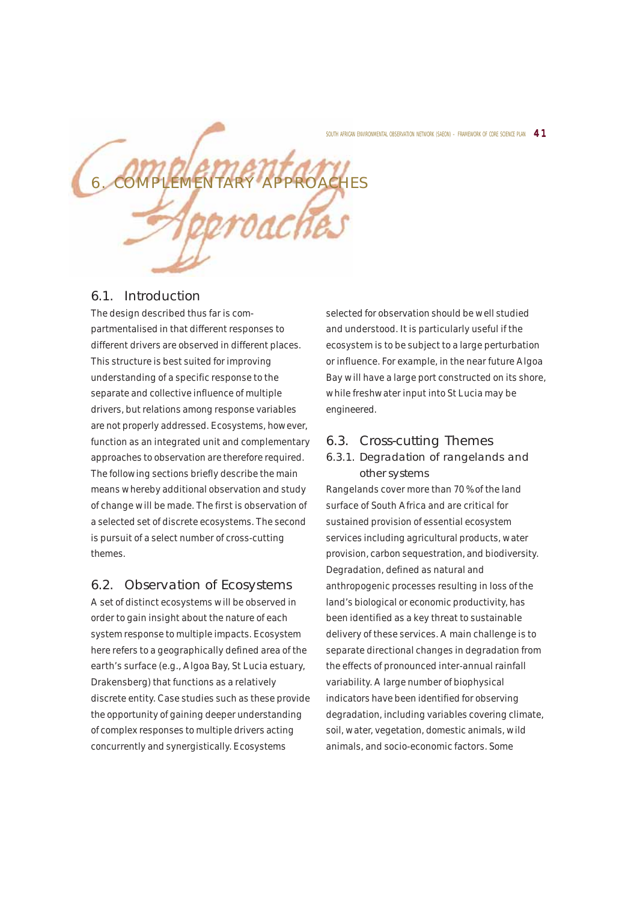# 6. COMPLEMENTARY APPROACHES

## 6.1. Introduction

The design described thus far is compartmentalised in that different responses to different drivers are observed in different places. This structure is best suited for improving understanding of a specific response to the separate and collective influence of multiple drivers, but relations among response variables are not properly addressed. Ecosystems, however, function as an integrated unit and complementary approaches to observation are therefore required. The following sections briefly describe the main means whereby additional observation and study of change will be made. The first is observation of a selected set of discrete ecosystems. The second is pursuit of a select number of cross-cutting themes.

## 6.2. Observation of Ecosystems

A set of distinct ecosystems will be observed in order to gain insight about the nature of each system response to multiple impacts. Ecosystem here refers to a geographically defined area of the earth's surface (e.g., Algoa Bay, St Lucia estuary, Drakensberg) that functions as a relatively discrete entity. Case studies such as these provide the opportunity of gaining deeper understanding of complex responses to multiple drivers acting concurrently and synergistically. Ecosystems selected for observation should be well studied and understood. It is particularly useful if the ecosystem is to be subject to a large perturbation or influence. For example, in the near future Algoa Bay will have a large port constructed on its shore, while freshwater input into St Lucia may be engineered.

## 6.3. Cross-cutting Themes

### 6.3.1. Degradation of rangelands and other systems

Rangelands cover more than 70% of the land surface of South Africa and are critical for sustained provision of essential ecosystem services including agricultural products, water provision, carbon sequestration, and biodiversity. Degradation, defined as natural and anthropogenic processes resulting in loss of the land's biological or economic productivity, has been identified as a key threat to sustainable delivery of these services. A main challenge is to separate directional changes in degradation from the effects of pronounced inter-annual rainfall variability. A large number of biophysical indicators have been identified for observing degradation, including variables covering climate, soil, water, vegetation, domestic animals, wild animals, and socio-economic factors. Some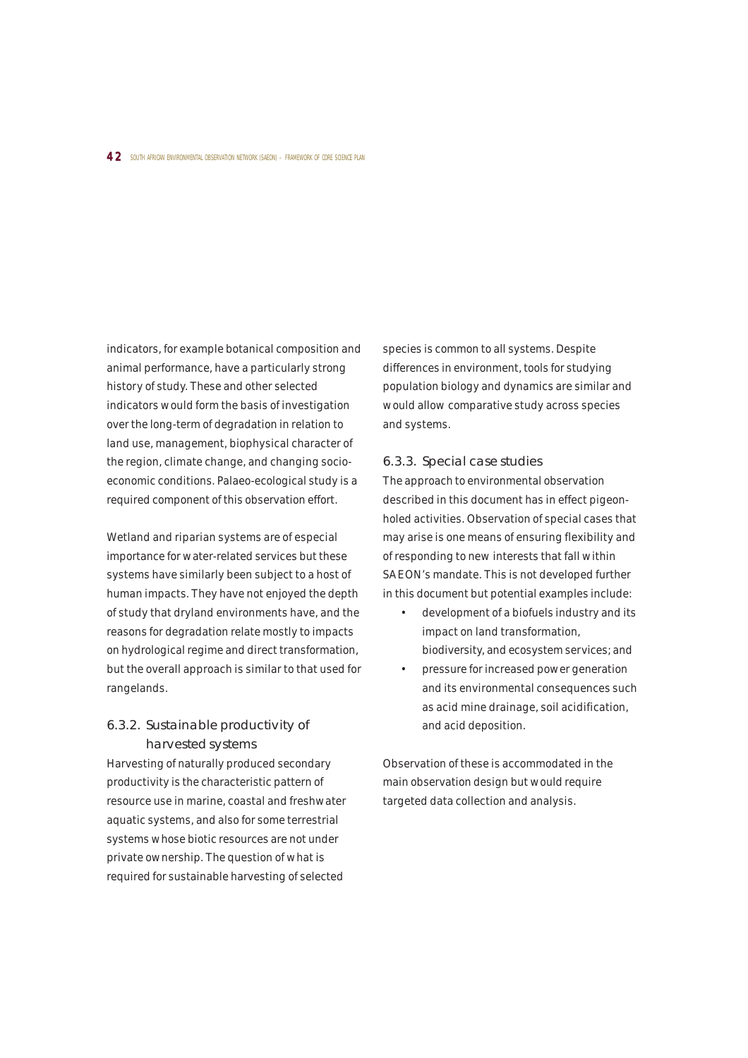indicators, for example botanical composition and animal performance, have a particularly strong history of study. These and other selected indicators would form the basis of investigation over the long-term of degradation in relation to land use, management, biophysical character of the region, climate change, and changing socio-economic conditions. Palaeo-ecological study is a required component of this observation effort.

Wetland and riparian systems are of especial importance for water-related services but these systems have similarly been subject to a host of human impacts. They have not enjoyed the depth of study that dryland environments have, and the reasons for degradation relate mostly to impacts on hydrological regime and direct transformation, but the overall approach is similar to that used for rangelands.

### 6.3.2. Sustainable productivity of harvested systems

Harvesting of naturally produced secondary productivity is the characteristic pattern of resource use in marine, coastal and freshwater aquatic systems, and also for some terrestrial systems whose biotic resources are not under private ownership. The question of what is required for sustainable harvesting of selected species is common to all systems. Despite differences in environment, tools for studying population biology and dynamics are similar and would allow comparative study across species and systems.

### 6.3.3. Special case studies

The approach to environmental observation described in this document has in effect pigeon-holed activities. Observation of special cases that may arise is one means of ensuring flexibility and of responding to new interests that fall within SAEON's mandate. This is not developed further in this document but potential examples include:

- development of a biofuels industry and its impact on land transformation, biodiversity, and ecosystem services; and
- pressure for increased power generation and its environmental consequences such as acid mine drainage, soil acidification, and acid deposition.

Observation of these is accommodated in the main observation design but would require targeted data collection and analysis.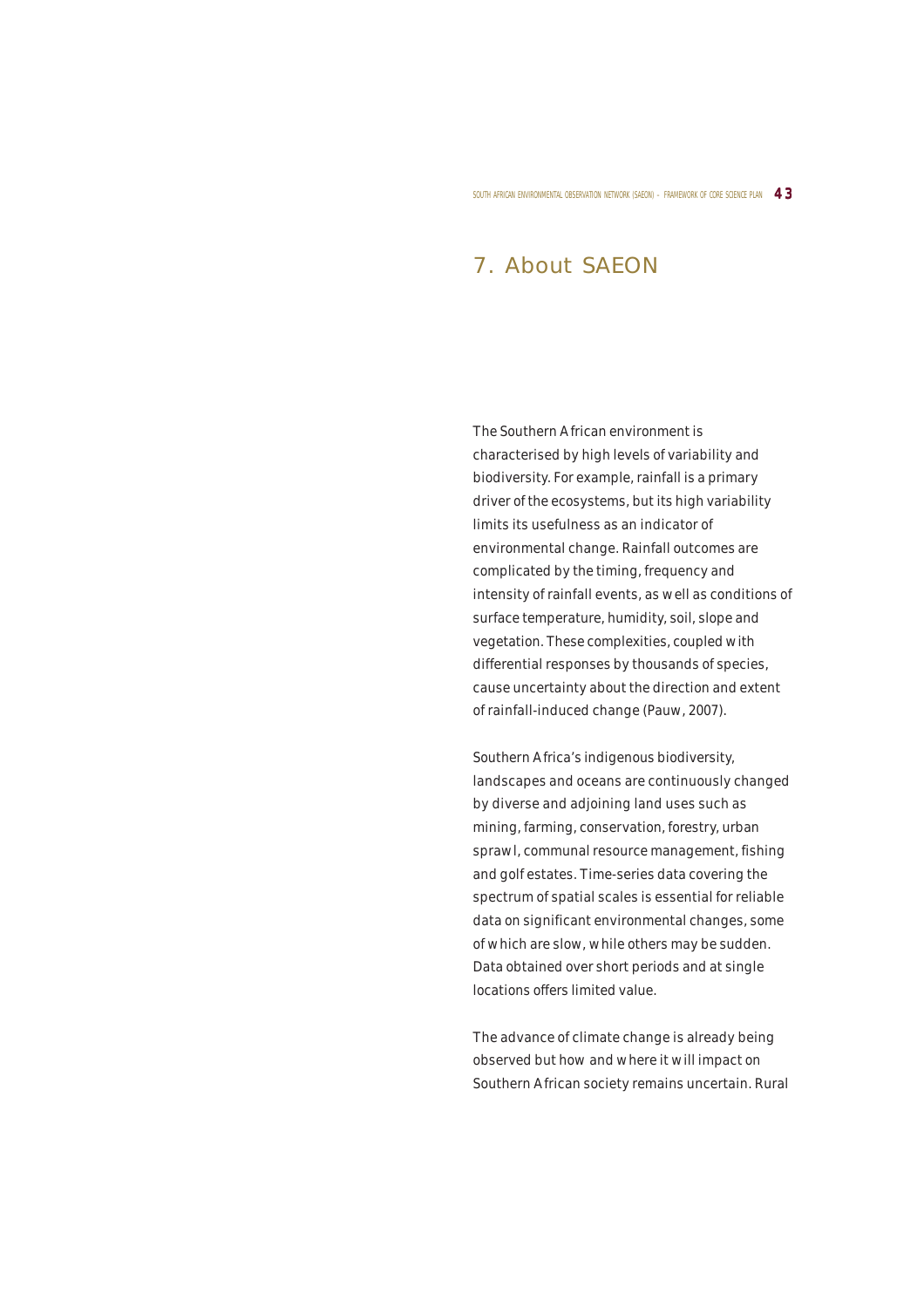## 7. About SAEON

The Southern African environment is characterised by high levels of variability and biodiversity. For example, rainfall is a primary driver of the ecosystems, but its high variability limits its usefulness as an indicator of environmental change. Rainfall outcomes are complicated by the timing, frequency and intensity of rainfall events, as well as conditions of surface temperature, humidity, soil, slope and vegetation. These complexities, coupled with differential responses by thousands of species, cause uncertainty about the direction and extent of rainfall-induced change (Pauw, 2007).

Southern Africa's indigenous biodiversity, landscapes and oceans are continuously changed by diverse and adjoining land uses such as mining, farming, conservation, forestry, urban sprawl, communal resource management, fishing and golf estates. Time-series data covering the spectrum of spatial scales is essential for reliable data on significant environmental changes, some of which are slow, while others may be sudden. Data obtained over short periods and at single locations offers limited value.

The advance of climate change is already being observed but how and where it will impact on Southern African society remains uncertain. Rural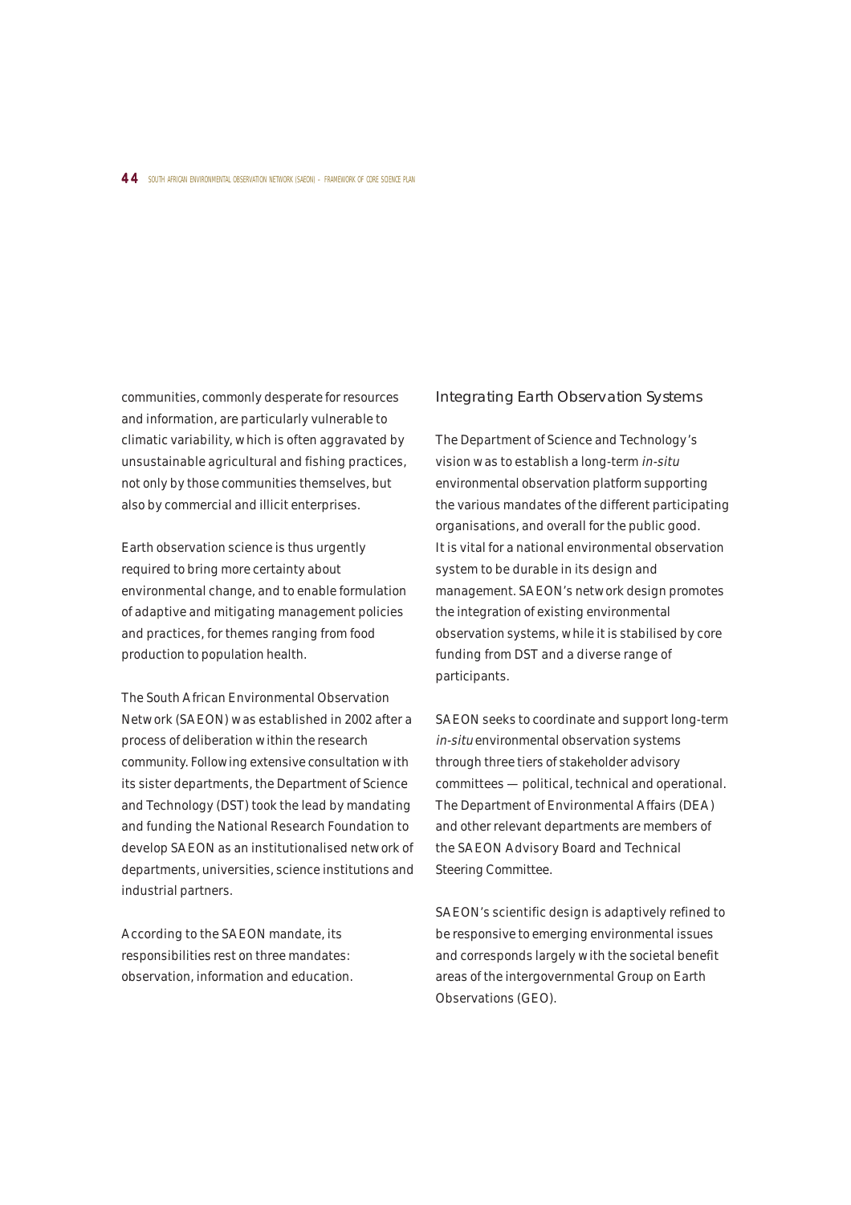communities, commonly desperate for resources and information, are particularly vulnerable to climatic variability, which is often aggravated by unsustainable agricultural and fishing practices, not only by those communities themselves, but also by commercial and illicit enterprises.

Earth observation science is thus urgently required to bring more certainty about environmental change, and to enable formulation of adaptive and mitigating management policies and practices, for themes ranging from food production to population health.

The South African Environmental Observation Network (SAEON) was established in 2002 after a process of deliberation within the research community. Following extensive consultation with its sister departments, the Department of Science and Technology (DST) took the lead by mandating and funding the National Research Foundation to develop SAEON as an institutionalised network of departments, universities, science institutions and industrial partners.

According to the SAEON mandate, its responsibilities rest on three mandates: observation, information and education.

## Integrating Earth Observation Systems

The Department of Science and Technology's vision was to establish a long-term *in-situ* environmental observation platform supporting the various mandates of the different participating organisations, and overall for the public good. It is vital for a national environmental observation system to be durable in its design and management. SAEON's network design promotes the integration of existing environmental observation systems, while it is stabilised by core funding from DST and a diverse range of participants.

SAEON seeks to coordinate and support long-term *in-situ* environmental observation systems through three tiers of stakeholder advisory committees — political, technical and operational. The Department of Environmental Affairs (DEA) and other relevant departments are members of the SAEON Advisory Board and Technical Steering Committee.

SAEON's scientific design is adaptively refined to be responsive to emerging environmental issues and corresponds largely with the societal benefit areas of the intergovernmental Group on Earth Observations (GEO).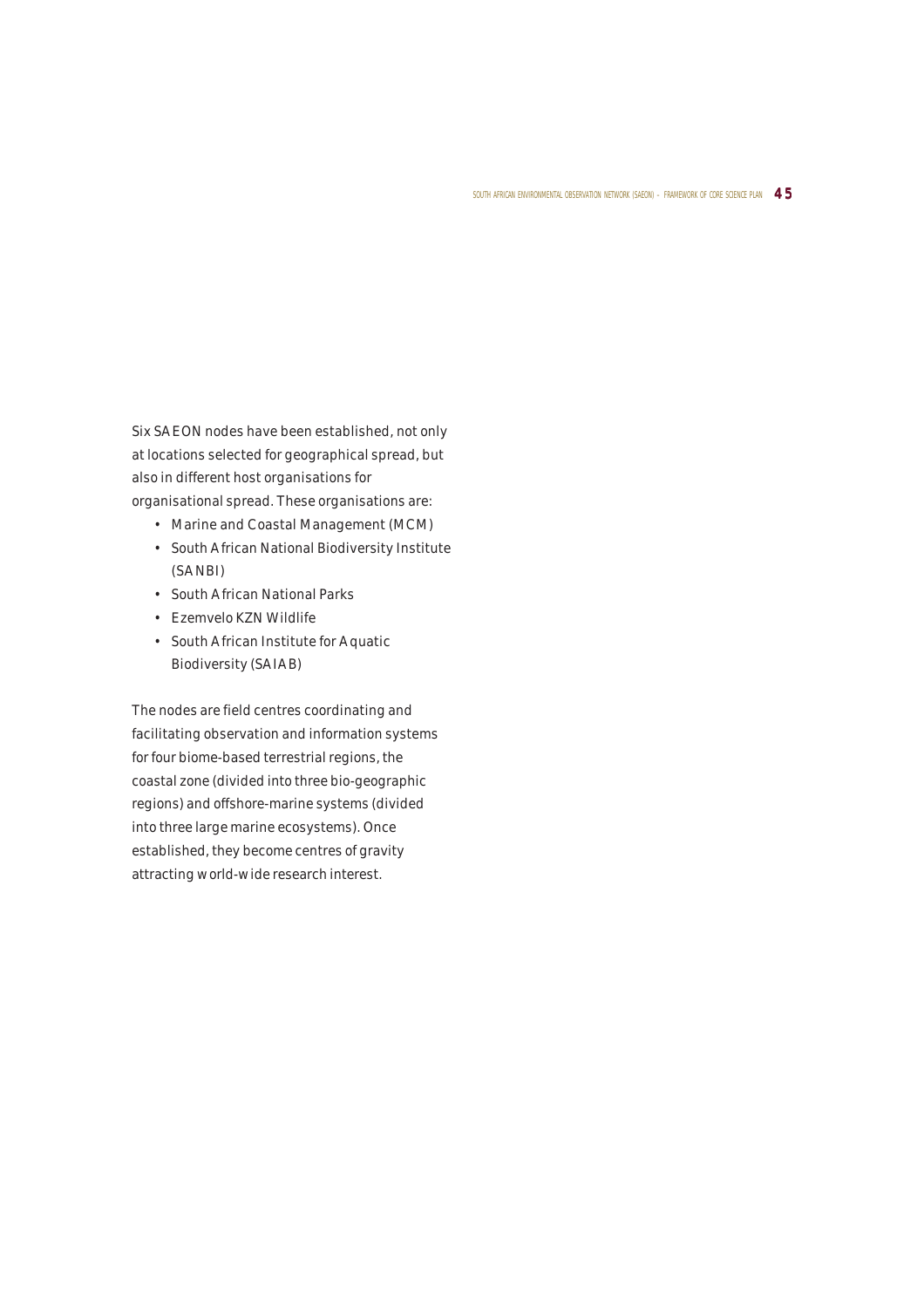Six SAEON nodes have been established, not only at locations selected for geographical spread, but also in different host organisations for organisational spread. These organisations are:

- Marine and Coastal Management (MCM)
- South African National Biodiversity Institute (SANBI)
- South African National Parks
- Ezemvelo KZN Wildlife
- South African Institute for Aquatic Biodiversity (SAIAB)

The nodes are field centres coordinating and facilitating observation and information systems for four biome-based terrestrial regions, the coastal zone (divided into three bio-geographic regions) and offshore-marine systems (divided into three large marine ecosystems). Once established, they become centres of gravity attracting world-wide research interest.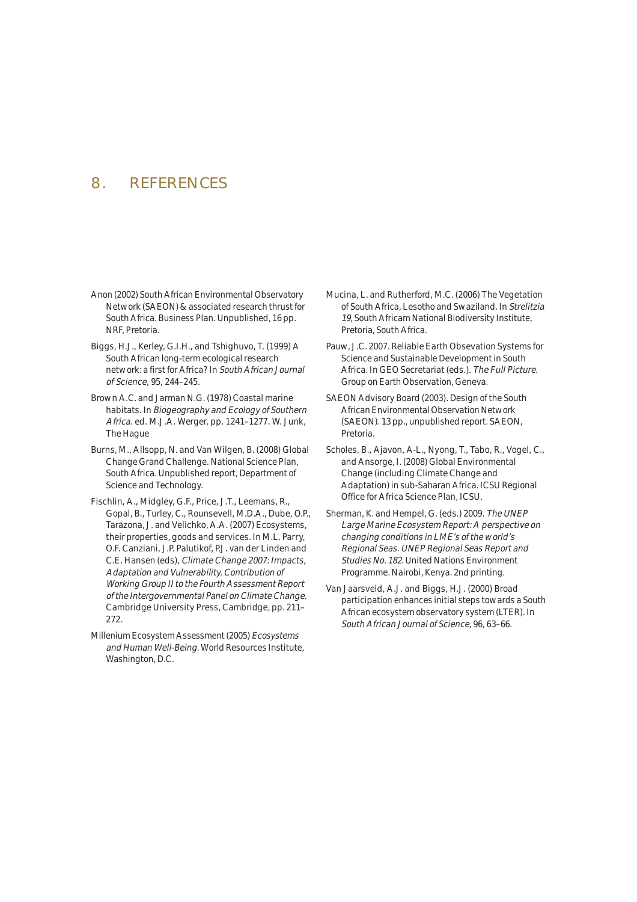# 8. REFERENCES

Anon (2002) South African Environmental Observatory Network (SAEON) & associated research thrust for South Africa. Business Plan. Unpublished, 16 pp. NRF, Pretoria.

Biggs, H.J., Kerley, G.I.H., and Tshighuvo, T. (1999) A South African long-term ecological research network: a first for Africa? In *South African Journal of Science*, 95, 244–245.

Brown A.C. and Jarman N.G. (1978) Coastal marine habitats. In *Biogeography and Ecology of Southern Africa.* ed. M.J.A. Werger, pp. 1241–1277. W. Junk, The Hague

Burns, M., Allsopp, N. and Van Wilgen, B. (2008) Global Change Grand Challenge. National Science Plan, South Africa. Unpublished report, Department of Science and Technology.

Fischlin, A., Midgley, G.F., Price, J.T., Leemans, R., Gopal, B., Turley, C., Rounsevell, M.D.A., Dube, O.P., Tarazona, J. and Velichko, A.A. (2007) Ecosystems, their properties, goods and services. In M.L. Parry, O.F. Canziani, J.P. Palutikof, P.J. van der Linden and C.E. Hansen (eds), *Climate Change 2007: Impacts, Adaptation and Vulnerability. Contribution of Working Group II to the Fourth Assessment Report of the Intergovernmental Panel on Climate Change.* Cambridge University Press, Cambridge, pp. 211–272.

Millenium Ecosystem Assessment (2005) *Ecosystems and Human Well-Being.* World Resources Institute, Washington, D.C.

Mucina, L. and Rutherford, M.C. (2006) The Vegetation of South Africa, Lesotho and Swaziland. In *Strelitzia 19*, South Africam National Biodiversity Institute, Pretoria, South Africa.

Pauw, J.C. 2007. Reliable Earth Obsevation Systems for Science and Sustainable Development in South Africa. In GEO Secretariat (eds.). *The Full Picture.* Group on Earth Observation, Geneva.

SAEON Advisory Board (2003). Design of the South African Environmental Observation Network (SAEON). 13 pp., unpublished report. SAEON, Pretoria.

Scholes, B., Ajavon, A-L., Nyong, T., Tabo, R., Vogel, C., and Ansorge, I. (2008) Global Environmental Change (including Climate Change and Adaptation) in sub-Saharan Africa. ICSU Regional Office for Africa Science Plan, ICSU.

Sherman, K. and Hempel, G. (eds.) 2009. *The UNEP Large Marine Ecosystem Report: A perspective on changing conditions in LME's of the world's Regional Seas. UNEP Regional Seas Report and Studies No. 182.* United Nations Environment Programme. Nairobi, Kenya. 2nd printing.

Van Jaarsveld, A.J. and Biggs, H.J. (2000) Broad participation enhances initial steps towards a South African ecosystem observatory system (LTER). In *South African Journal of Science*, 96, 63–66.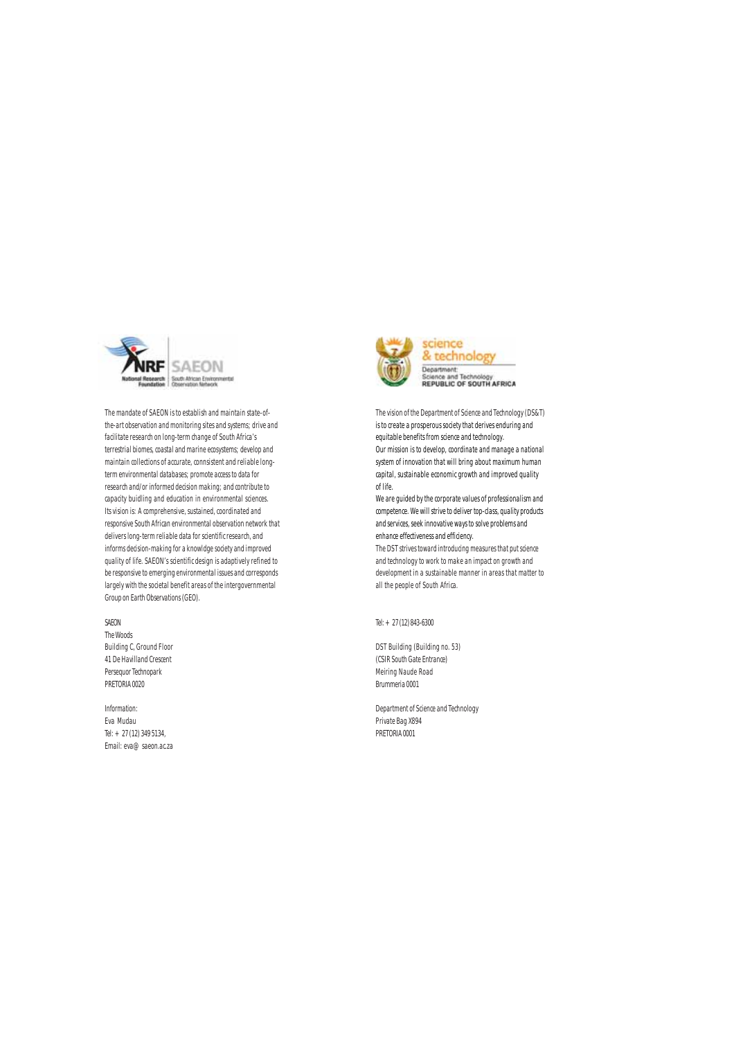NRF SAEON
National Research Foundation | South African Environmental Observation Network

The mandate of SAEON is to establish and maintain state-of-the-art observation and monitoring sites and systems; drive and facilitate research on long-term change of South Africa's terrestrial biomes, coastal and marine ecosystems; develop and maintain collections of accurate, consistent and reliable long-term environmental databases; promote access to data for research and/or informed decision making; and contribute to capacity buidling and education in environmental sciences.
Its vision is: A comprehensive, sustained, coordinated and responsive South African environmental observation network that delivers long-term reliable data for scientific research, and informs decision-making for a knowlidge society and improved quality of life. SAEON's scientific design is adaptively refined to be responsive to emerging environmental issues and corresponds largely with the societal benefit areas of the intergovernmental Group on Earth Observations (GEO).

SAEON
The Woods
Building C, Ground Floor
41 De Havilland Crescent
Persequor Technopark
PRETORIA 0020

Information:
Eva Mudau
Tel: + 27 (12) 349 5134,
Email: eva@ saeon.ac.za

science & technology
Department: Science and Technology
REPUBLIC OF SOUTH AFRICA

The vision of the Department of Science and Technology (DS&T) is to create a prosperous society that derives enduring and equitable benefits from science and technology.
Our mission is to develop, coordinate and manage a national system of innovation that will bring about maximum human capital, sustainable economic growth and improved quality of life.
We are guided by the corporate values of professionalism and competence. We will strive to deliver top-class, quality products and services, seek innovative ways to solve problems and enhance effectiveness and efficiency.
The DST strives toward introducing measures that put science and technology to work to make an impact on growth and development in a sustainable manner in areas that matter to all the people of South Africa.

Tel: + 27 (12) 843-6300

DST Building (Building no. 53)
(CSIR South Gate Entrance)
Meiring Naude Road
Brummeria 0001

Department of Science and Technology
Private Bag X894
PRETORIA 0001